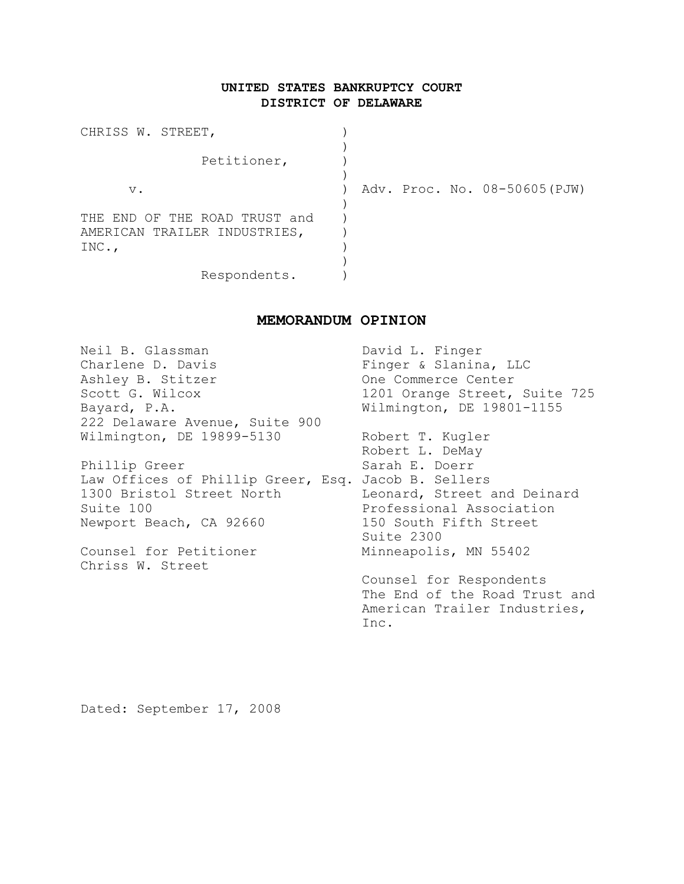**UNITED STATES BANKRUPTCY COURT**
**DISTRICT OF DELAWARE**

| | |
|---|---|
| CHRISS W. STREET,<br><br>Petitioner,<br><br>v.<br><br>THE END OF THE ROAD TRUST and AMERICAN TRAILER INDUSTRIES, INC.,<br><br>Respondents. | Adv. Proc. No. 08-50605(PJW) |

# MEMORANDUM OPINION

Neil B. Glassman
Charlene D. Davis
Ashley B. Stitzer
Scott G. Wilcox
Bayard, P.A.
222 Delaware Avenue, Suite 900
Wilmington, DE 19899-5130

Phillip Greer
Law Offices of Phillip Greer, Esq.
1300 Bristol Street North
Suite 100
Newport Beach, CA 92660

Counsel for Petitioner
Chriss W. Street

David L. Finger
Finger & Slanina, LLC
One Commerce Center
1201 Orange Street, Suite 725
Wilmington, DE 19801-1155

Robert T. Kugler
Robert L. DeMay
Sarah E. Doerr
Jacob B. Sellers
Leonard, Street and Deinard
Professional Association
150 South Fifth Street
Suite 2300
Minneapolis, MN 55402

Counsel for Respondents
The End of the Road Trust and
American Trailer Industries,
Inc.

Dated: September 17, 2008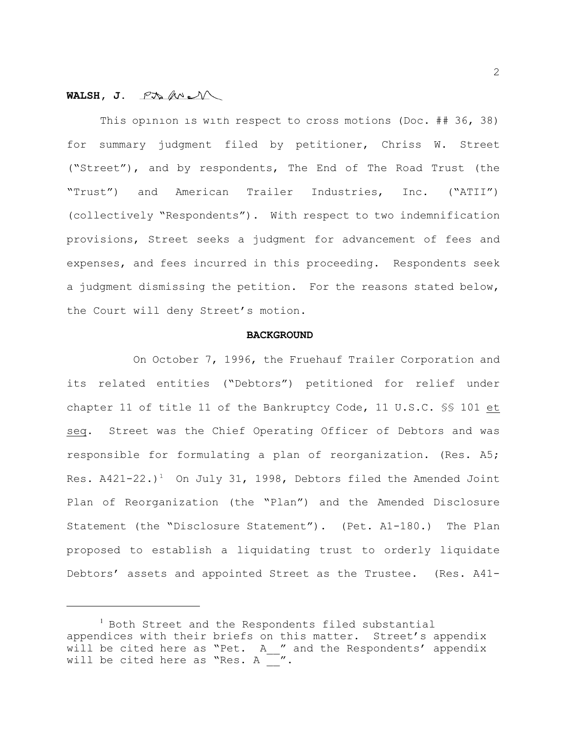**WALSH, J.**

This opinion is with respect to cross motions (Doc. ## 36, 38) for summary judgment filed by petitioner, Chriss W. Street ("Street"), and by respondents, The End of The Road Trust (the "Trust") and American Trailer Industries, Inc. ("ATII") (collectively "Respondents"). With respect to two indemnification provisions, Street seeks a judgment for advancement of fees and expenses, and fees incurred in this proceeding. Respondents seek a judgment dismissing the petition. For the reasons stated below, the Court will deny Street's motion.

**BACKGROUND**

On October 7, 1996, the Fruehauf Trailer Corporation and its related entities ("Debtors") petitioned for relief under chapter 11 of title 11 of the Bankruptcy Code, 11 U.S.C. §§ 101 et seq. Street was the Chief Operating Officer of Debtors and was responsible for formulating a plan of reorganization. (Res. A5; Res. A421-22.)[1] On July 31, 1998, Debtors filed the Amended Joint Plan of Reorganization (the "Plan") and the Amended Disclosure Statement (the "Disclosure Statement"). (Pet. A1-180.) The Plan proposed to establish a liquidating trust to orderly liquidate Debtors' assets and appointed Street as the Trustee. (Res. A41-

[1] Both Street and the Respondents filed substantial appendices with their briefs on this matter. Street's appendix will be cited here as "Pet. A__" and the Respondents' appendix will be cited here as "Res. A __".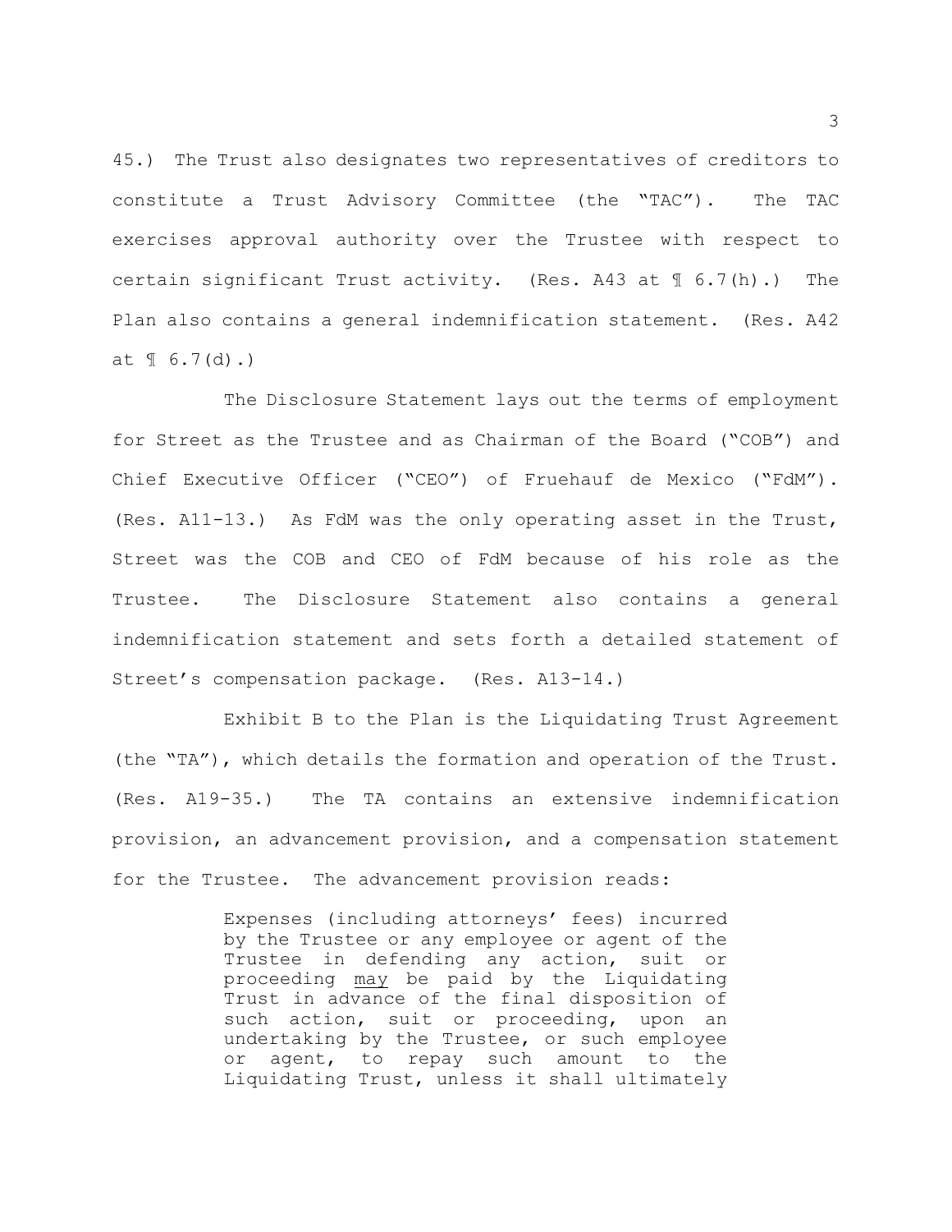45.) The Trust also designates two representatives of creditors to constitute a Trust Advisory Committee (the "TAC"). The TAC exercises approval authority over the Trustee with respect to certain significant Trust activity. (Res. A43 at ¶ 6.7(h).) The Plan also contains a general indemnification statement. (Res. A42 at ¶ 6.7(d).)

The Disclosure Statement lays out the terms of employment for Street as the Trustee and as Chairman of the Board ("COB") and Chief Executive Officer ("CEO") of Fruehauf de Mexico ("FdM"). (Res. A11-13.) As FdM was the only operating asset in the Trust, Street was the COB and CEO of FdM because of his role as the Trustee. The Disclosure Statement also contains a general indemnification statement and sets forth a detailed statement of Street's compensation package. (Res. A13-14.)

Exhibit B to the Plan is the Liquidating Trust Agreement (the "TA"), which details the formation and operation of the Trust. (Res. A19-35.) The TA contains an extensive indemnification provision, an advancement provision, and a compensation statement for the Trustee. The advancement provision reads:

> Expenses (including attorneys' fees) incurred by the Trustee or any employee or agent of the Trustee in defending any action, suit or proceeding <u>may</u> be paid by the Liquidating Trust in advance of the final disposition of such action, suit or proceeding, upon an undertaking by the Trustee, or such employee or agent, to repay such amount to the Liquidating Trust, unless it shall ultimately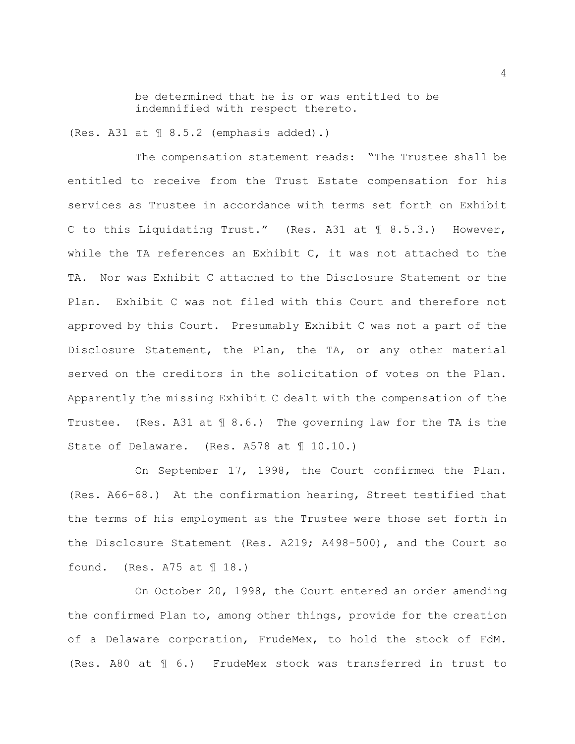> be determined that he is or was entitled to be indemnified with respect thereto.

(Res. A31 at ¶ 8.5.2 (emphasis added).)

The compensation statement reads: "The Trustee shall be entitled to receive from the Trust Estate compensation for his services as Trustee in accordance with terms set forth on Exhibit C to this Liquidating Trust." (Res. A31 at ¶ 8.5.3.) However, while the TA references an Exhibit C, it was not attached to the TA. Nor was Exhibit C attached to the Disclosure Statement or the Plan. Exhibit C was not filed with this Court and therefore not approved by this Court. Presumably Exhibit C was not a part of the Disclosure Statement, the Plan, the TA, or any other material served on the creditors in the solicitation of votes on the Plan. Apparently the missing Exhibit C dealt with the compensation of the Trustee. (Res. A31 at ¶ 8.6.) The governing law for the TA is the State of Delaware. (Res. A578 at ¶ 10.10.)

On September 17, 1998, the Court confirmed the Plan. (Res. A66-68.) At the confirmation hearing, Street testified that the terms of his employment as the Trustee were those set forth in the Disclosure Statement (Res. A219; A498-500), and the Court so found. (Res. A75 at ¶ 18.)

On October 20, 1998, the Court entered an order amending the confirmed Plan to, among other things, provide for the creation of a Delaware corporation, FrudeMex, to hold the stock of FdM. (Res. A80 at ¶ 6.) FrudeMex stock was transferred in trust to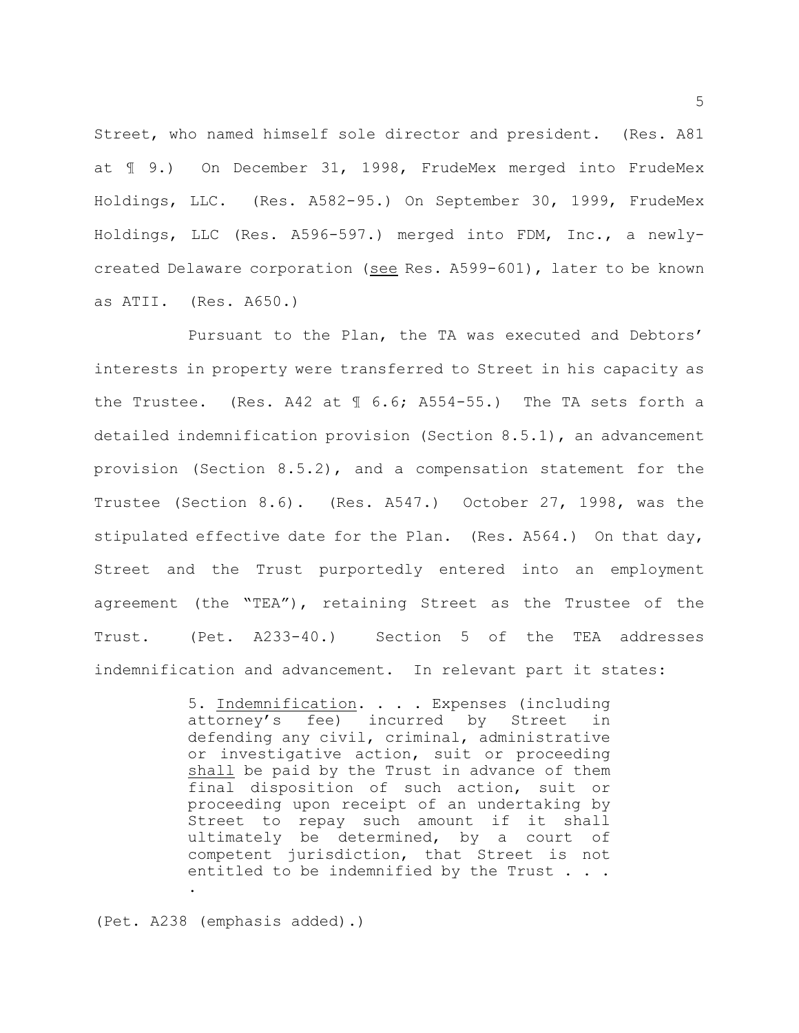Street, who named himself sole director and president. (Res. A81 at ¶ 9.) On December 31, 1998, FrudeMex merged into FrudeMex Holdings, LLC. (Res. A582-95.) On September 30, 1999, FrudeMex Holdings, LLC (Res. A596-597.) merged into FDM, Inc., a newly-created Delaware corporation (see Res. A599-601), later to be known as ATII. (Res. A650.)

Pursuant to the Plan, the TA was executed and Debtors' interests in property were transferred to Street in his capacity as the Trustee. (Res. A42 at ¶ 6.6; A554-55.) The TA sets forth a detailed indemnification provision (Section 8.5.1), an advancement provision (Section 8.5.2), and a compensation statement for the Trustee (Section 8.6). (Res. A547.) October 27, 1998, was the stipulated effective date for the Plan. (Res. A564.) On that day, Street and the Trust purportedly entered into an employment agreement (the "TEA"), retaining Street as the Trustee of the Trust. (Pet. A233-40.) Section 5 of the TEA addresses indemnification and advancement. In relevant part it states:

> 5. Indemnification. . . . Expenses (including attorney's fee) incurred by Street in defending any civil, criminal, administrative or investigative action, suit or proceeding shall be paid by the Trust in advance of them final disposition of such action, suit or proceeding upon receipt of an undertaking by Street to repay such amount if it shall ultimately be determined, by a court of competent jurisdiction, that Street is not entitled to be indemnified by the Trust . . . .

(Pet. A238 (emphasis added).)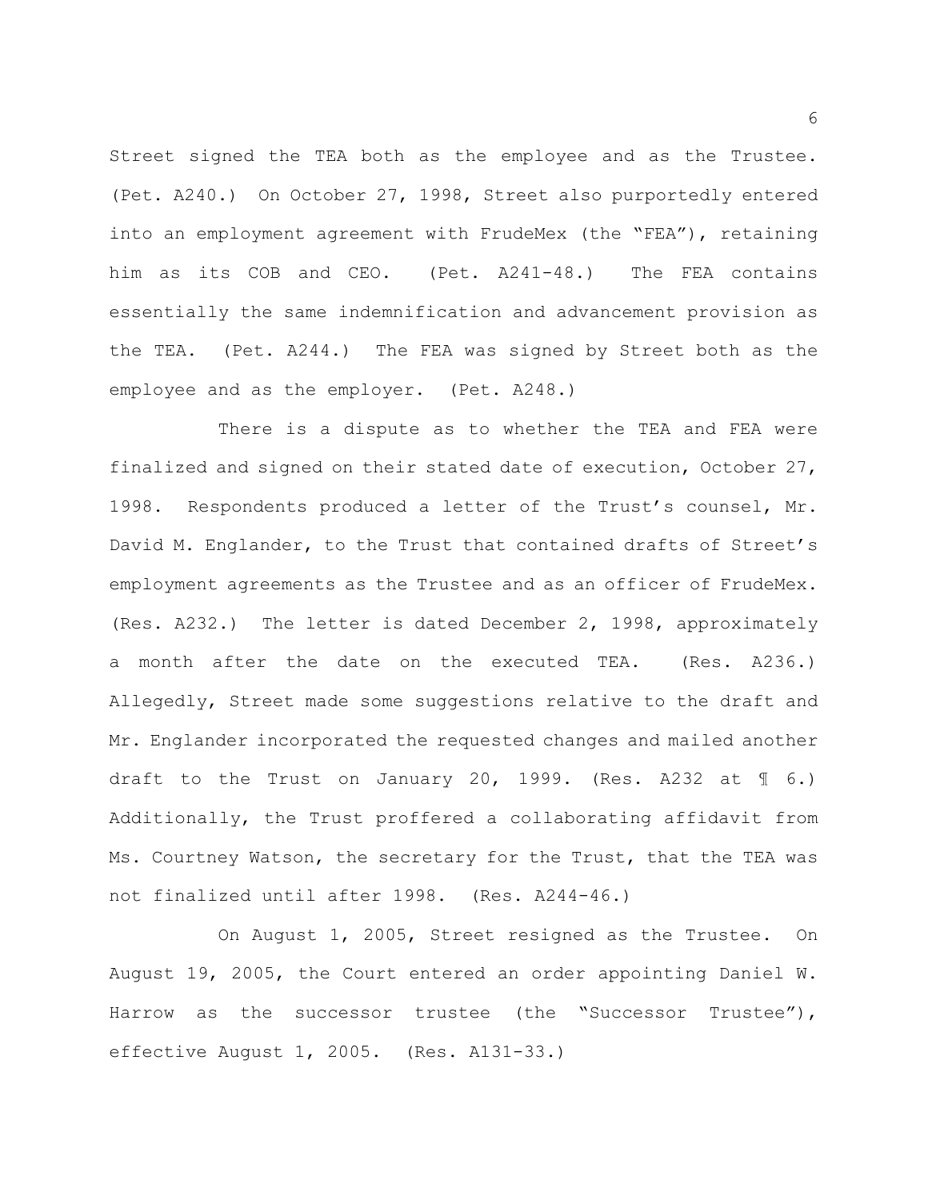Street signed the TEA both as the employee and as the Trustee. (Pet. A240.) On October 27, 1998, Street also purportedly entered into an employment agreement with FrudeMex (the "FEA"), retaining him as its COB and CEO. (Pet. A241-48.) The FEA contains essentially the same indemnification and advancement provision as the TEA. (Pet. A244.) The FEA was signed by Street both as the employee and as the employer. (Pet. A248.)

There is a dispute as to whether the TEA and FEA were finalized and signed on their stated date of execution, October 27, 1998. Respondents produced a letter of the Trust's counsel, Mr. David M. Englander, to the Trust that contained drafts of Street's employment agreements as the Trustee and as an officer of FrudeMex. (Res. A232.) The letter is dated December 2, 1998, approximately a month after the date on the executed TEA. (Res. A236.) Allegedly, Street made some suggestions relative to the draft and Mr. Englander incorporated the requested changes and mailed another draft to the Trust on January 20, 1999. (Res. A232 at ¶ 6.) Additionally, the Trust proffered a collaborating affidavit from Ms. Courtney Watson, the secretary for the Trust, that the TEA was not finalized until after 1998. (Res. A244-46.)

On August 1, 2005, Street resigned as the Trustee. On August 19, 2005, the Court entered an order appointing Daniel W. Harrow as the successor trustee (the "Successor Trustee"), effective August 1, 2005. (Res. A131-33.)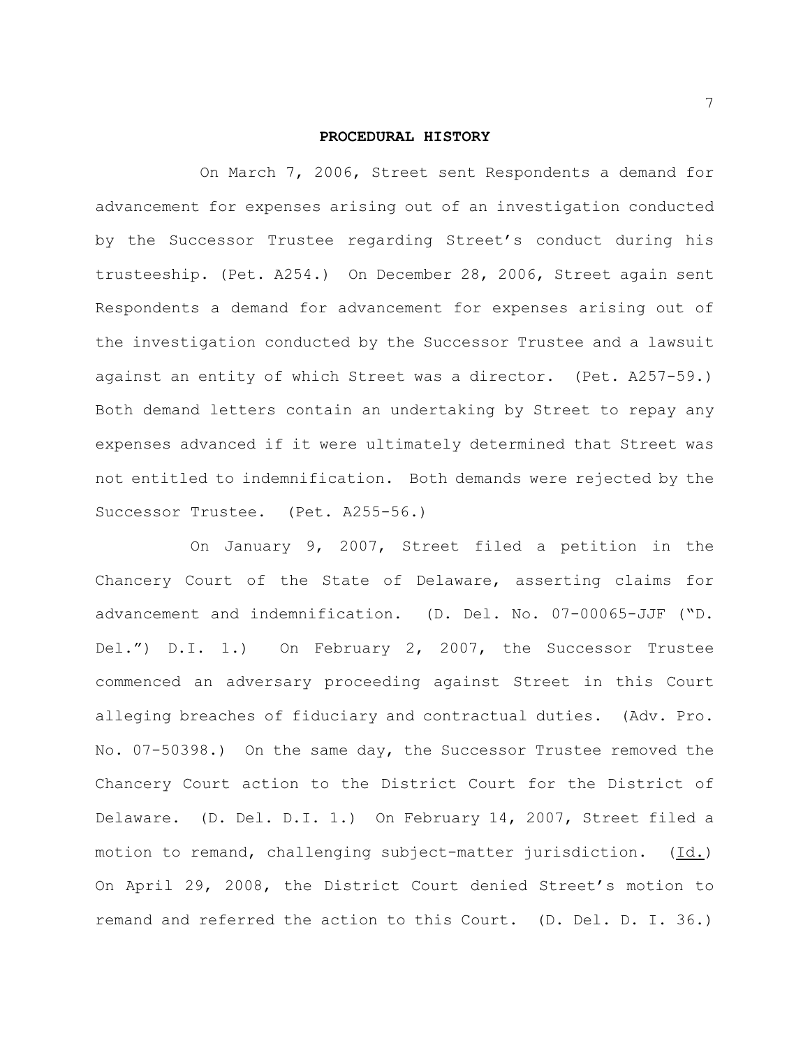**PROCEDURAL HISTORY**

On March 7, 2006, Street sent Respondents a demand for advancement for expenses arising out of an investigation conducted by the Successor Trustee regarding Street's conduct during his trusteeship. (Pet. A254.) On December 28, 2006, Street again sent Respondents a demand for advancement for expenses arising out of the investigation conducted by the Successor Trustee and a lawsuit against an entity of which Street was a director. (Pet. A257-59.) Both demand letters contain an undertaking by Street to repay any expenses advanced if it were ultimately determined that Street was not entitled to indemnification. Both demands were rejected by the Successor Trustee. (Pet. A255-56.)

On January 9, 2007, Street filed a petition in the Chancery Court of the State of Delaware, asserting claims for advancement and indemnification. (D. Del. No. 07-00065-JJF ("D. Del.") D.I. 1.) On February 2, 2007, the Successor Trustee commenced an adversary proceeding against Street in this Court alleging breaches of fiduciary and contractual duties. (Adv. Pro. No. 07-50398.) On the same day, the Successor Trustee removed the Chancery Court action to the District Court for the District of Delaware. (D. Del. D.I. 1.) On February 14, 2007, Street filed a motion to remand, challenging subject-matter jurisdiction. (Id.) On April 29, 2008, the District Court denied Street's motion to remand and referred the action to this Court. (D. Del. D. I. 36.)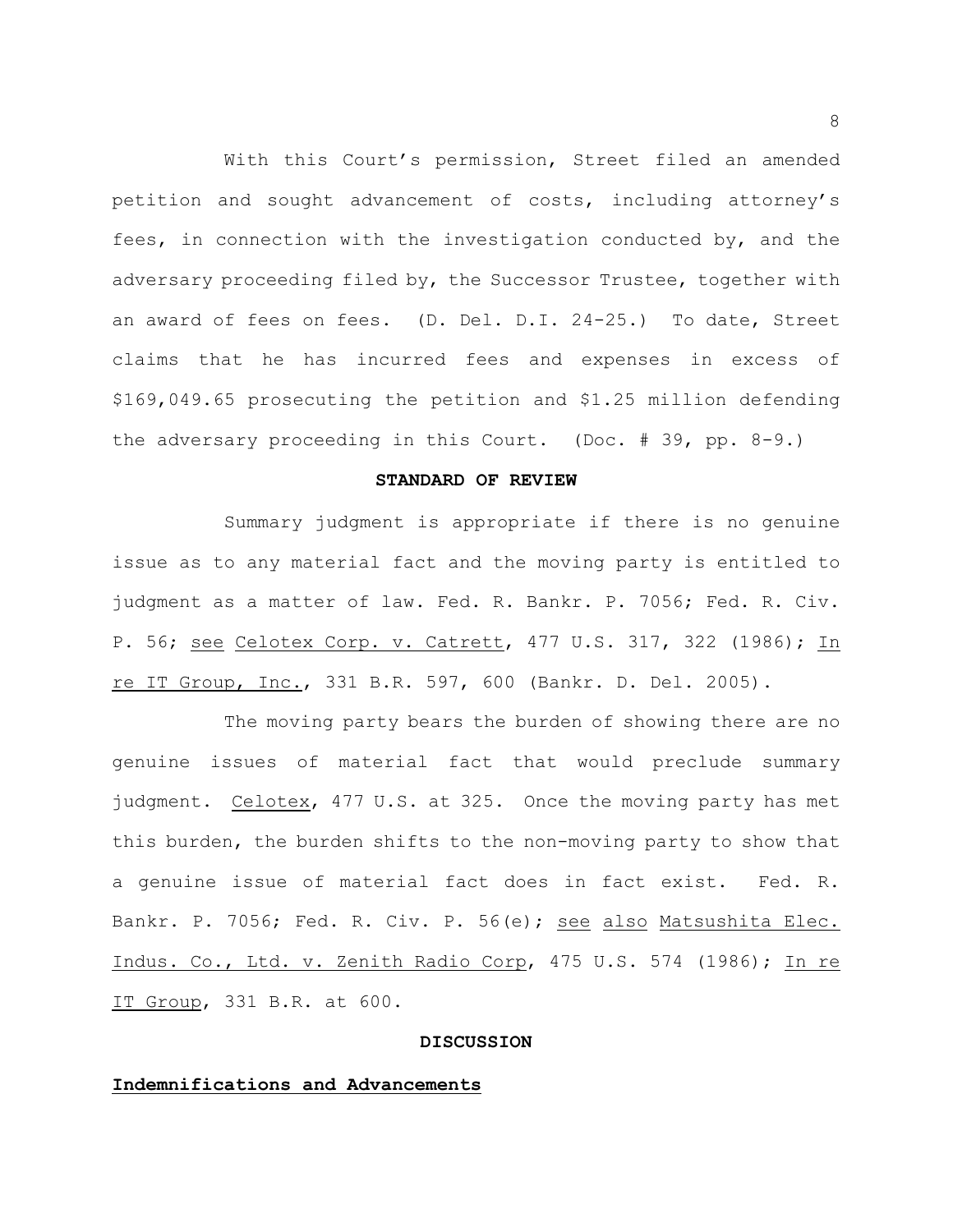With this Court's permission, Street filed an amended petition and sought advancement of costs, including attorney's fees, in connection with the investigation conducted by, and the adversary proceeding filed by, the Successor Trustee, together with an award of fees on fees. (D. Del. D.I. 24-25.) To date, Street claims that he has incurred fees and expenses in excess of $169,049.65 prosecuting the petition and $1.25 million defending the adversary proceeding in this Court. (Doc. # 39, pp. 8-9.)

**STANDARD OF REVIEW**

Summary judgment is appropriate if there is no genuine issue as to any material fact and the moving party is entitled to judgment as a matter of law. Fed. R. Bankr. P. 7056; Fed. R. Civ. P. 56; see Celotex Corp. v. Catrett, 477 U.S. 317, 322 (1986); In re IT Group, Inc., 331 B.R. 597, 600 (Bankr. D. Del. 2005).

The moving party bears the burden of showing there are no genuine issues of material fact that would preclude summary judgment. Celotex, 477 U.S. at 325. Once the moving party has met this burden, the burden shifts to the non-moving party to show that a genuine issue of material fact does in fact exist. Fed. R. Bankr. P. 7056; Fed. R. Civ. P. 56(e); see also Matsushita Elec. Indus. Co., Ltd. v. Zenith Radio Corp, 475 U.S. 574 (1986); In re IT Group, 331 B.R. at 600.

**DISCUSSION**

**Indemnifications and Advancements**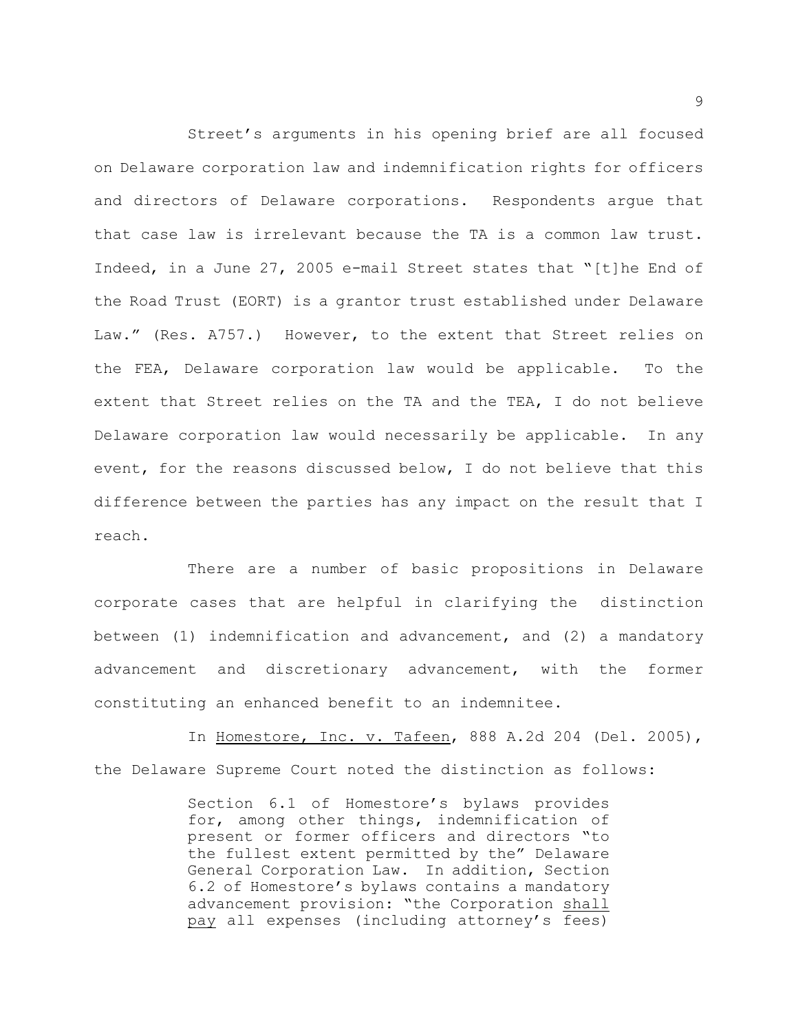Street's arguments in his opening brief are all focused on Delaware corporation law and indemnification rights for officers and directors of Delaware corporations. Respondents argue that that case law is irrelevant because the TA is a common law trust. Indeed, in a June 27, 2005 e-mail Street states that "[t]he End of the Road Trust (EORT) is a grantor trust established under Delaware Law." (Res. A757.) However, to the extent that Street relies on the FEA, Delaware corporation law would be applicable. To the extent that Street relies on the TA and the TEA, I do not believe Delaware corporation law would necessarily be applicable. In any event, for the reasons discussed below, I do not believe that this difference between the parties has any impact on the result that I reach.

There are a number of basic propositions in Delaware corporate cases that are helpful in clarifying the distinction between (1) indemnification and advancement, and (2) a mandatory advancement and discretionary advancement, with the former constituting an enhanced benefit to an indemnitee.

In Homestore, Inc. v. Tafeen, 888 A.2d 204 (Del. 2005), the Delaware Supreme Court noted the distinction as follows:

> Section 6.1 of Homestore's bylaws provides for, among other things, indemnification of present or former officers and directors "to the fullest extent permitted by the" Delaware General Corporation Law. In addition, Section 6.2 of Homestore's bylaws contains a mandatory advancement provision: "the Corporation shall pay all expenses (including attorney's fees)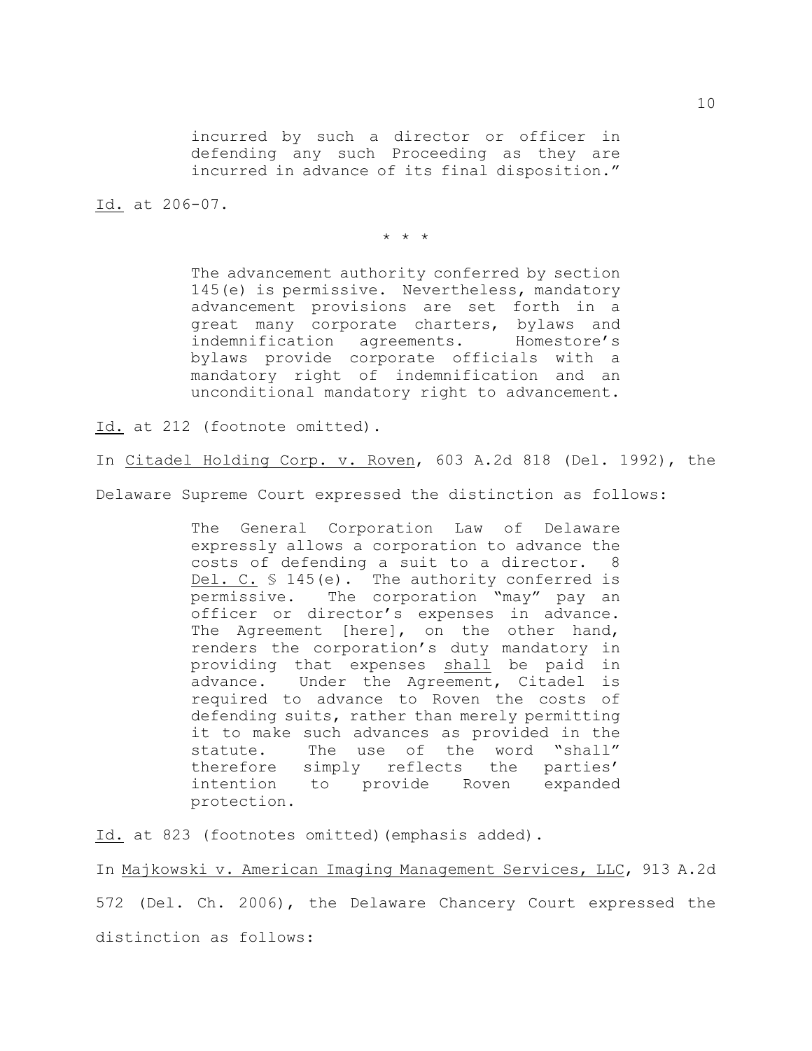> incurred by such a director or officer in defending any such Proceeding as they are incurred in advance of its final disposition."

Id. at 206-07.

\* \* \*

> The advancement authority conferred by section 145(e) is permissive. Nevertheless, mandatory advancement provisions are set forth in a great many corporate charters, bylaws and indemnification agreements. Homestore's bylaws provide corporate officials with a mandatory right of indemnification and an unconditional mandatory right to advancement.

Id. at 212 (footnote omitted).

In Citadel Holding Corp. v. Roven, 603 A.2d 818 (Del. 1992), the Delaware Supreme Court expressed the distinction as follows:

> The General Corporation Law of Delaware expressly allows a corporation to advance the costs of defending a suit to a director. 8 Del. C. § 145(e). The authority conferred is permissive. The corporation "may" pay an officer or director's expenses in advance. The Agreement [here], on the other hand, renders the corporation's duty mandatory in providing that expenses shall be paid in advance. Under the Agreement, Citadel is required to advance to Roven the costs of defending suits, rather than merely permitting it to make such advances as provided in the statute. The use of the word "shall" therefore simply reflects the parties' intention to provide Roven expanded protection.

Id. at 823 (footnotes omitted)(emphasis added).

In Majkowski v. American Imaging Management Services, LLC, 913 A.2d 572 (Del. Ch. 2006), the Delaware Chancery Court expressed the distinction as follows: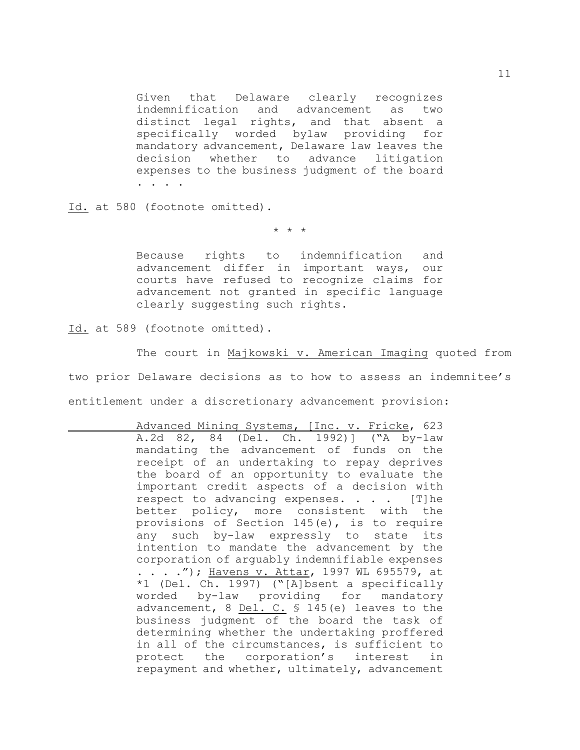> Given that Delaware clearly recognizes indemnification and advancement as two distinct legal rights, and that absent a specifically worded bylaw providing for mandatory advancement, Delaware law leaves the decision whether to advance litigation expenses to the business judgment of the board . . . .

Id. at 580 (footnote omitted).

\* \* \*

> Because rights to indemnification and advancement differ in important ways, our courts have refused to recognize claims for advancement not granted in specific language clearly suggesting such rights.

Id. at 589 (footnote omitted).

The court in Majkowski v. American Imaging quoted from two prior Delaware decisions as to how to assess an indemnitee's entitlement under a discretionary advancement provision:

> Advanced Mining Systems, [Inc. v. Fricke, 623 A.2d 82, 84 (Del. Ch. 1992)] ("A by-law mandating the advancement of funds on the receipt of an undertaking to repay deprives the board of an opportunity to evaluate the important credit aspects of a decision with respect to advancing expenses. . . . [T]he better policy, more consistent with the provisions of Section 145(e), is to require any such by-law expressly to state its intention to mandate the advancement by the corporation of arguably indemnifiable expenses . . . ."); Havens v. Attar, 1997 WL 695579, at *1 (Del. Ch. 1997) ("[A]bsent a specifically worded by-law providing for mandatory advancement, 8 Del. C. § 145(e) leaves to the business judgment of the board the task of determining whether the undertaking proffered in all of the circumstances, is sufficient to protect the corporation's interest in repayment and whether, ultimately, advancement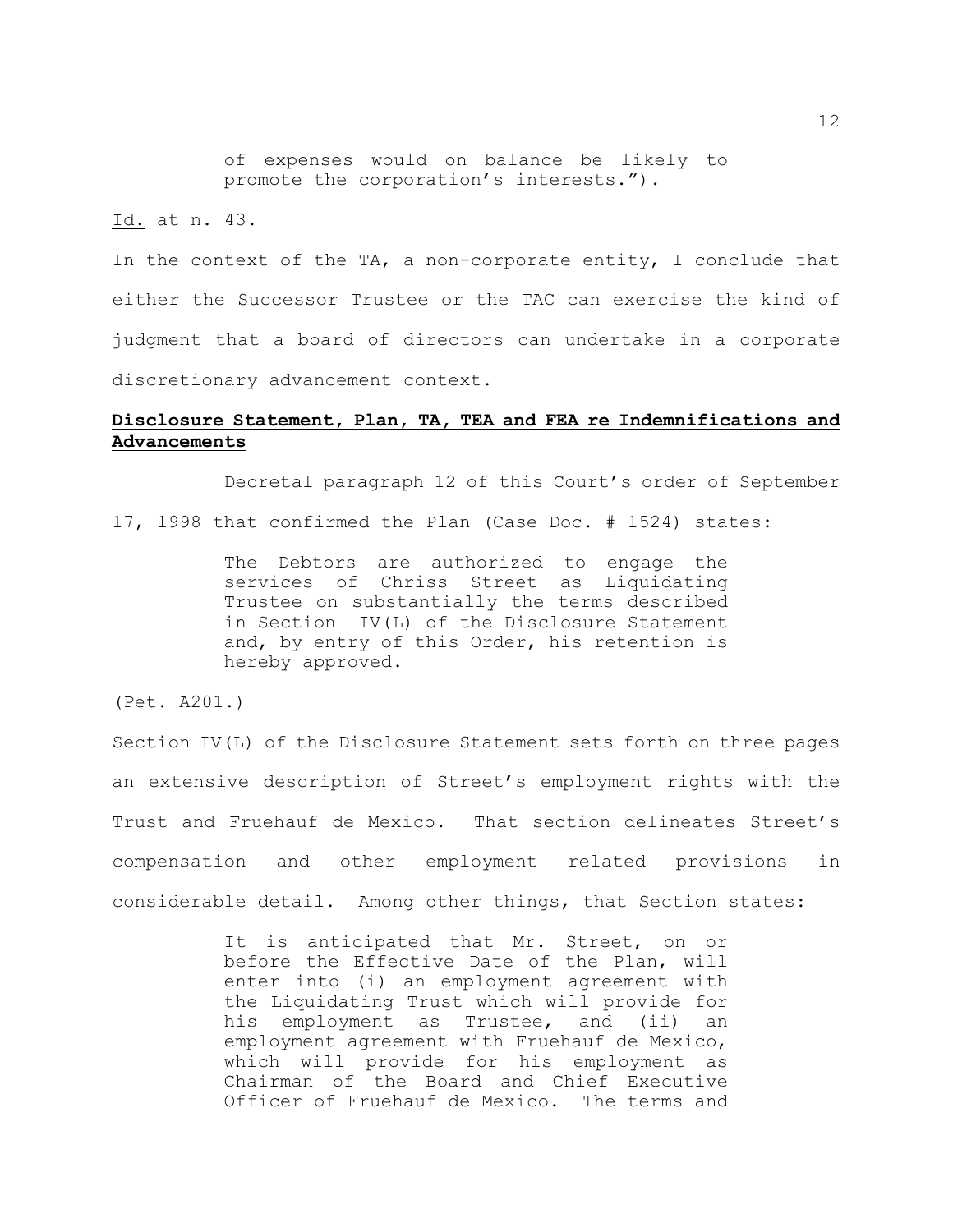> of expenses would on balance be likely to promote the corporation's interests.").

Id. at n. 43.

In the context of the TA, a non-corporate entity, I conclude that either the Successor Trustee or the TAC can exercise the kind of judgment that a board of directors can undertake in a corporate discretionary advancement context.

**Disclosure Statement, Plan, TA, TEA and FEA re Indemnifications and Advancements**

Decretal paragraph 12 of this Court's order of September 17, 1998 that confirmed the Plan (Case Doc. # 1524) states:

> The Debtors are authorized to engage the services of Chriss Street as Liquidating Trustee on substantially the terms described in Section IV(L) of the Disclosure Statement and, by entry of this Order, his retention is hereby approved.

(Pet. A201.)

Section IV(L) of the Disclosure Statement sets forth on three pages an extensive description of Street's employment rights with the Trust and Fruehauf de Mexico. That section delineates Street's compensation and other employment related provisions in considerable detail. Among other things, that Section states:

> It is anticipated that Mr. Street, on or before the Effective Date of the Plan, will enter into (i) an employment agreement with the Liquidating Trust which will provide for his employment as Trustee, and (ii) an employment agreement with Fruehauf de Mexico, which will provide for his employment as Chairman of the Board and Chief Executive Officer of Fruehauf de Mexico. The terms and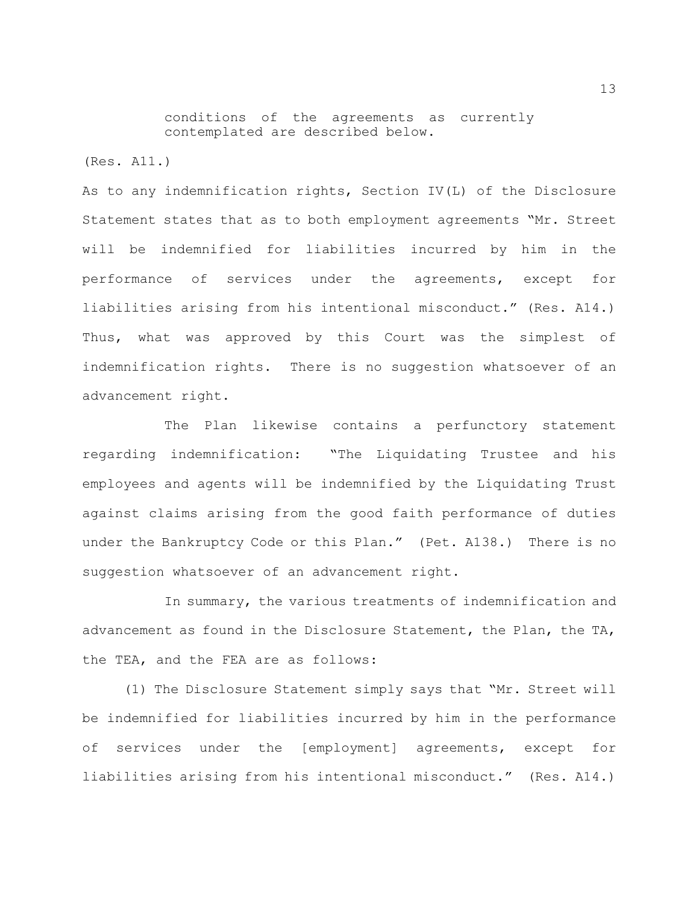> conditions of the agreements as currently contemplated are described below.

(Res. A11.)

As to any indemnification rights, Section IV(L) of the Disclosure Statement states that as to both employment agreements "Mr. Street will be indemnified for liabilities incurred by him in the performance of services under the agreements, except for liabilities arising from his intentional misconduct." (Res. A14.) Thus, what was approved by this Court was the simplest of indemnification rights. There is no suggestion whatsoever of an advancement right.

The Plan likewise contains a perfunctory statement regarding indemnification: "The Liquidating Trustee and his employees and agents will be indemnified by the Liquidating Trust against claims arising from the good faith performance of duties under the Bankruptcy Code or this Plan." (Pet. A138.) There is no suggestion whatsoever of an advancement right.

In summary, the various treatments of indemnification and advancement as found in the Disclosure Statement, the Plan, the TA, the TEA, and the FEA are as follows:

(1) The Disclosure Statement simply says that "Mr. Street will be indemnified for liabilities incurred by him in the performance of services under the [employment] agreements, except for liabilities arising from his intentional misconduct." (Res. A14.)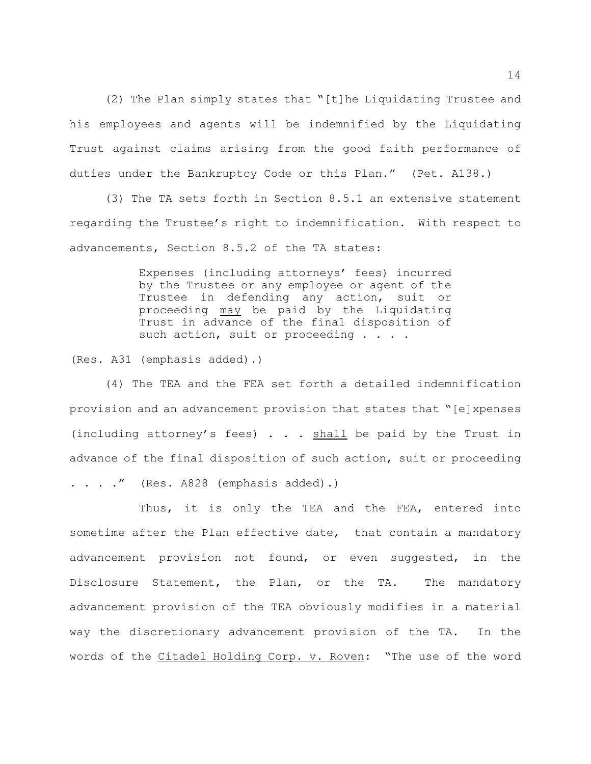(2) The Plan simply states that "[t]he Liquidating Trustee and his employees and agents will be indemnified by the Liquidating Trust against claims arising from the good faith performance of duties under the Bankruptcy Code or this Plan." (Pet. A138.)

(3) The TA sets forth in Section 8.5.1 an extensive statement regarding the Trustee's right to indemnification. With respect to advancements, Section 8.5.2 of the TA states:

> Expenses (including attorneys' fees) incurred by the Trustee or any employee or agent of the Trustee in defending any action, suit or proceeding <u>may</u> be paid by the Liquidating Trust in advance of the final disposition of such action, suit or proceeding . . . .

(Res. A31 (emphasis added).)

(4) The TEA and the FEA set forth a detailed indemnification provision and an advancement provision that states that "[e]xpenses (including attorney's fees) . . . <u>shall</u> be paid by the Trust in advance of the final disposition of such action, suit or proceeding . . . ." (Res. A828 (emphasis added).)

Thus, it is only the TEA and the FEA, entered into sometime after the Plan effective date, that contain a mandatory advancement provision not found, or even suggested, in the Disclosure Statement, the Plan, or the TA. The mandatory advancement provision of the TEA obviously modifies in a material way the discretionary advancement provision of the TA. In the words of the <u>Citadel Holding Corp. v. Roven</u>: "The use of the word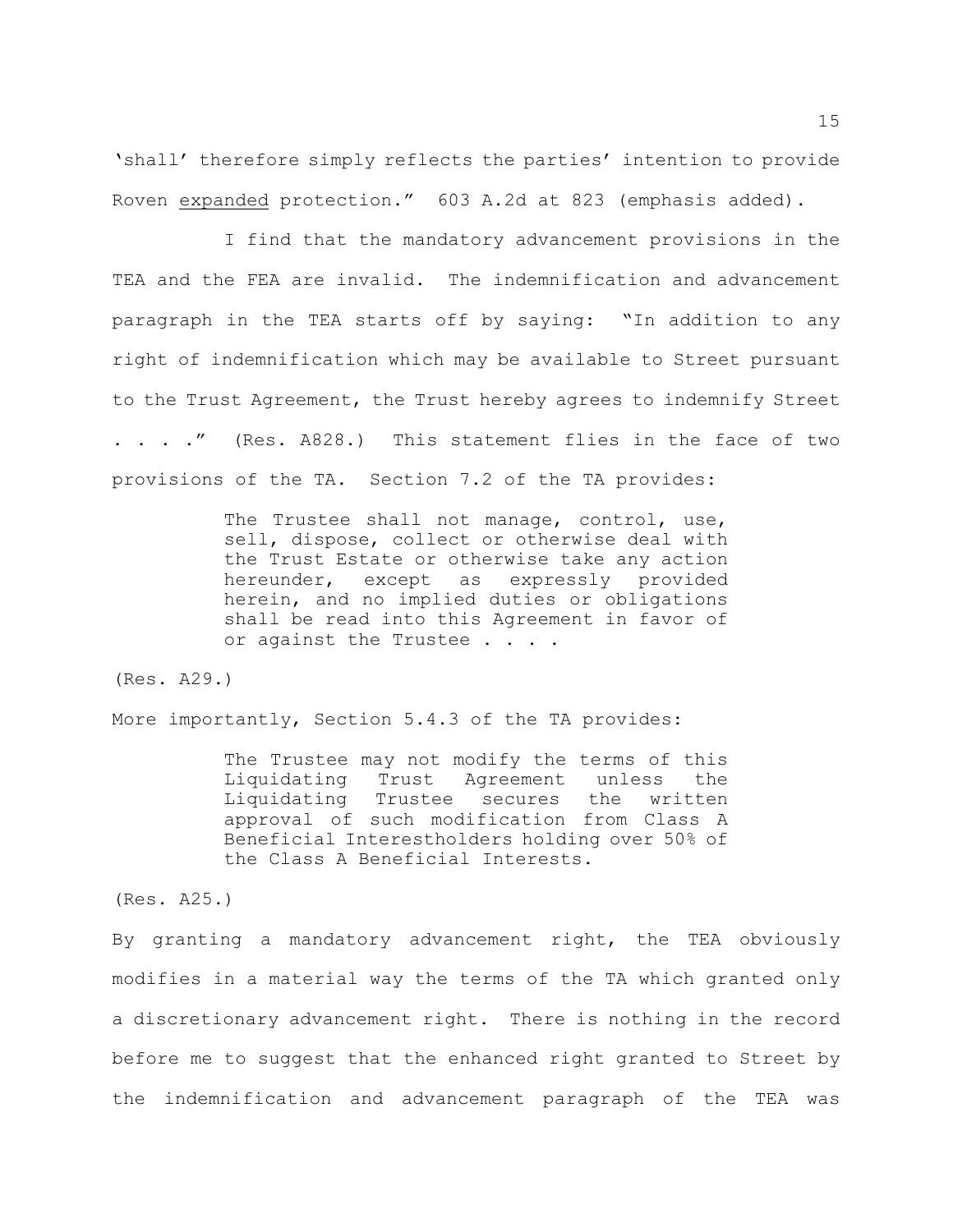'shall' therefore simply reflects the parties' intention to provide Roven <u>expanded</u> protection." 603 A.2d at 823 (emphasis added).

I find that the mandatory advancement provisions in the TEA and the FEA are invalid. The indemnification and advancement paragraph in the TEA starts off by saying: "In addition to any right of indemnification which may be available to Street pursuant to the Trust Agreement, the Trust hereby agrees to indemnify Street . . . ." (Res. A828.) This statement flies in the face of two provisions of the TA. Section 7.2 of the TA provides:

> The Trustee shall not manage, control, use, sell, dispose, collect or otherwise deal with the Trust Estate or otherwise take any action hereunder, except as expressly provided herein, and no implied duties or obligations shall be read into this Agreement in favor of or against the Trustee . . . .

(Res. A29.)

More importantly, Section 5.4.3 of the TA provides:

> The Trustee may not modify the terms of this Liquidating Trust Agreement unless the Liquidating Trustee secures the written approval of such modification from Class A Beneficial Interestholders holding over 50% of the Class A Beneficial Interests.

(Res. A25.)

By granting a mandatory advancement right, the TEA obviously modifies in a material way the terms of the TA which granted only a discretionary advancement right. There is nothing in the record before me to suggest that the enhanced right granted to Street by the indemnification and advancement paragraph of the TEA was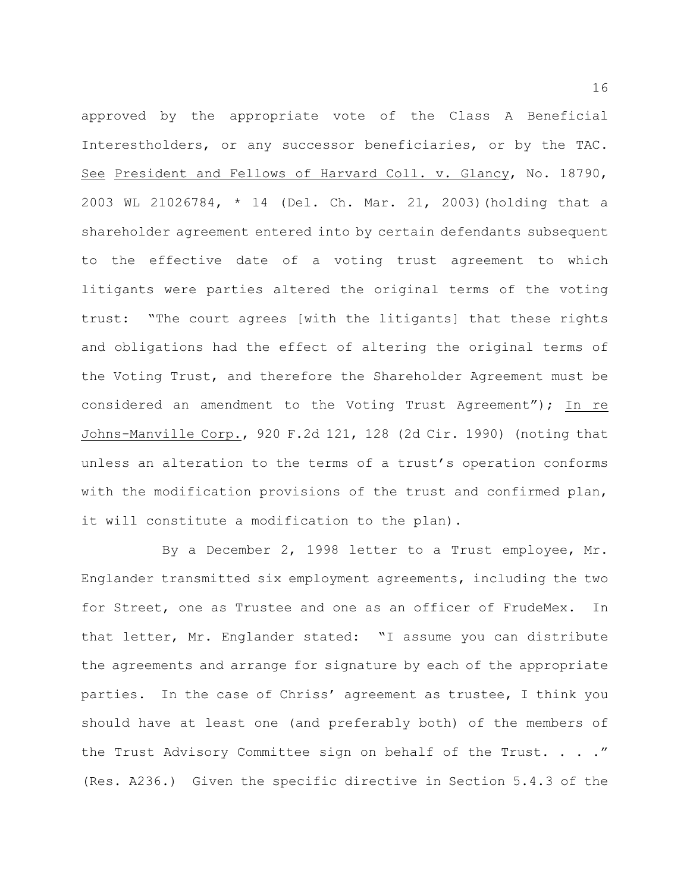approved by the appropriate vote of the Class A Beneficial Interestholders, or any successor beneficiaries, or by the TAC. See President and Fellows of Harvard Coll. v. Glancy, No. 18790, 2003 WL 21026784, * 14 (Del. Ch. Mar. 21, 2003)(holding that a shareholder agreement entered into by certain defendants subsequent to the effective date of a voting trust agreement to which litigants were parties altered the original terms of the voting trust: "The court agrees [with the litigants] that these rights and obligations had the effect of altering the original terms of the Voting Trust, and therefore the Shareholder Agreement must be considered an amendment to the Voting Trust Agreement"); In re Johns-Manville Corp., 920 F.2d 121, 128 (2d Cir. 1990) (noting that unless an alteration to the terms of a trust's operation conforms with the modification provisions of the trust and confirmed plan, it will constitute a modification to the plan).

By a December 2, 1998 letter to a Trust employee, Mr. Englander transmitted six employment agreements, including the two for Street, one as Trustee and one as an officer of FrudeMex. In that letter, Mr. Englander stated: "I assume you can distribute the agreements and arrange for signature by each of the appropriate parties. In the case of Chriss' agreement as trustee, I think you should have at least one (and preferably both) of the members of the Trust Advisory Committee sign on behalf of the Trust. . . ." (Res. A236.) Given the specific directive in Section 5.4.3 of the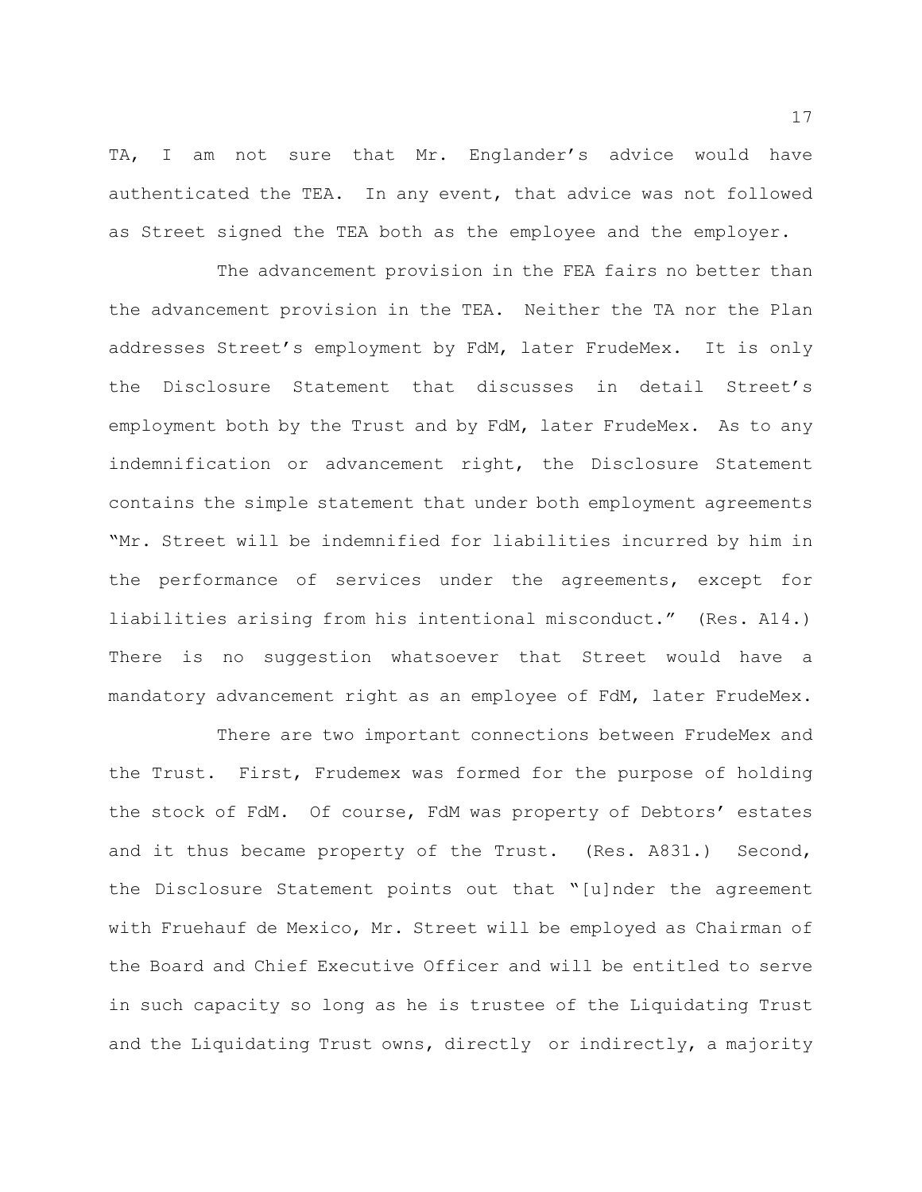TA, I am not sure that Mr. Englander's advice would have authenticated the TEA. In any event, that advice was not followed as Street signed the TEA both as the employee and the employer.

The advancement provision in the FEA fairs no better than the advancement provision in the TEA. Neither the TA nor the Plan addresses Street's employment by FdM, later FrudeMex. It is only the Disclosure Statement that discusses in detail Street's employment both by the Trust and by FdM, later FrudeMex. As to any indemnification or advancement right, the Disclosure Statement contains the simple statement that under both employment agreements "Mr. Street will be indemnified for liabilities incurred by him in the performance of services under the agreements, except for liabilities arising from his intentional misconduct." (Res. A14.) There is no suggestion whatsoever that Street would have a mandatory advancement right as an employee of FdM, later FrudeMex.

There are two important connections between FrudeMex and the Trust. First, Frudemex was formed for the purpose of holding the stock of FdM. Of course, FdM was property of Debtors' estates and it thus became property of the Trust. (Res. A831.) Second, the Disclosure Statement points out that "[u]nder the agreement with Fruehauf de Mexico, Mr. Street will be employed as Chairman of the Board and Chief Executive Officer and will be entitled to serve in such capacity so long as he is trustee of the Liquidating Trust and the Liquidating Trust owns, directly or indirectly, a majority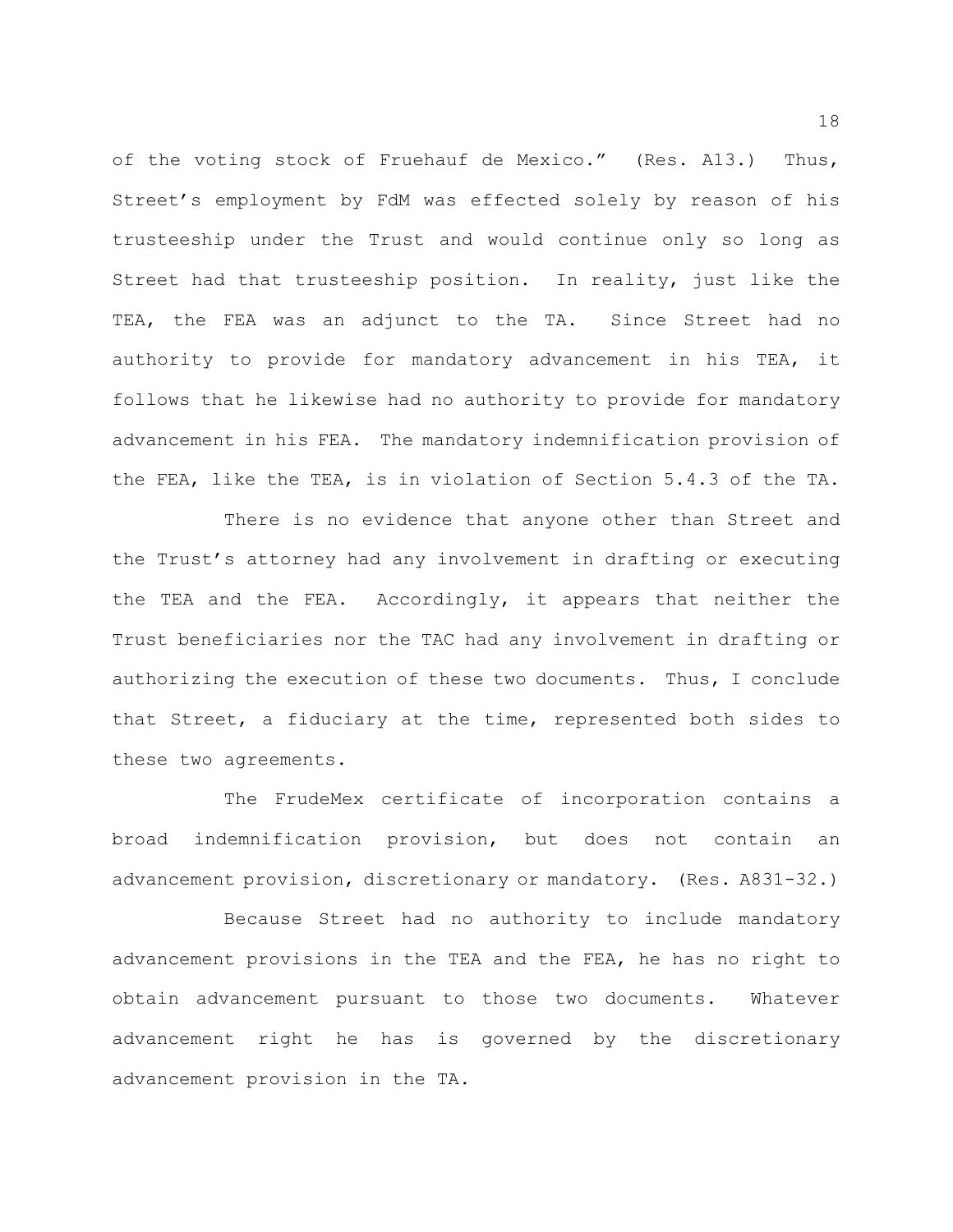of the voting stock of Fruehauf de Mexico." (Res. A13.) Thus, Street's employment by FdM was effected solely by reason of his trusteeship under the Trust and would continue only so long as Street had that trusteeship position. In reality, just like the TEA, the FEA was an adjunct to the TA. Since Street had no authority to provide for mandatory advancement in his TEA, it follows that he likewise had no authority to provide for mandatory advancement in his FEA. The mandatory indemnification provision of the FEA, like the TEA, is in violation of Section 5.4.3 of the TA.

There is no evidence that anyone other than Street and the Trust's attorney had any involvement in drafting or executing the TEA and the FEA. Accordingly, it appears that neither the Trust beneficiaries nor the TAC had any involvement in drafting or authorizing the execution of these two documents. Thus, I conclude that Street, a fiduciary at the time, represented both sides to these two agreements.

The FrudeMex certificate of incorporation contains a broad indemnification provision, but does not contain an advancement provision, discretionary or mandatory. (Res. A831-32.)

Because Street had no authority to include mandatory advancement provisions in the TEA and the FEA, he has no right to obtain advancement pursuant to those two documents. Whatever advancement right he has is governed by the discretionary advancement provision in the TA.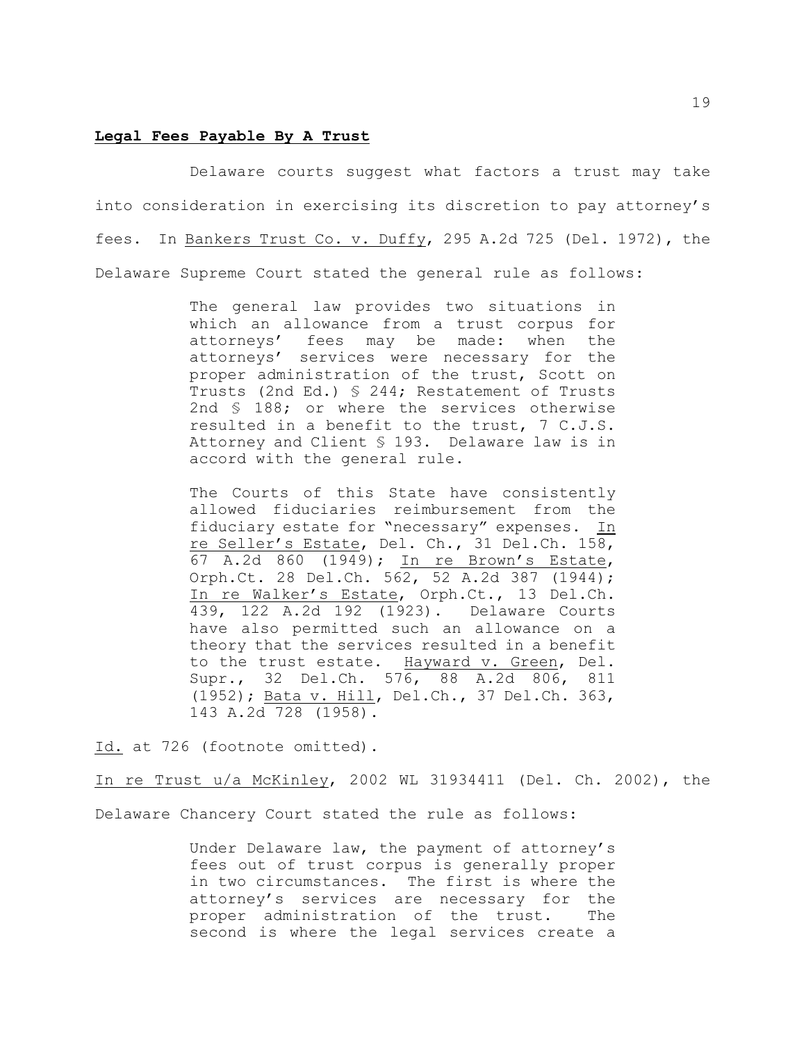**<u>Legal Fees Payable By A Trust</u>**

Delaware courts suggest what factors a trust may take into consideration in exercising its discretion to pay attorney's fees. In <u>Bankers Trust Co. v. Duffy</u>, 295 A.2d 725 (Del. 1972), the Delaware Supreme Court stated the general rule as follows:

> The general law provides two situations in which an allowance from a trust corpus for attorneys' fees may be made: when the attorneys' services were necessary for the proper administration of the trust, Scott on Trusts (2nd Ed.) § 244; Restatement of Trusts 2nd § 188; or where the services otherwise resulted in a benefit to the trust, 7 C.J.S. Attorney and Client § 193. Delaware law is in accord with the general rule.
>
> The Courts of this State have consistently allowed fiduciaries reimbursement from the fiduciary estate for "necessary" expenses. <u>In re Seller's Estate</u>, Del. Ch., 31 Del.Ch. 158, 67 A.2d 860 (1949); <u>In re Brown's Estate</u>, Orph.Ct. 28 Del.Ch. 562, 52 A.2d 387 (1944); <u>In re Walker's Estate</u>, Orph.Ct., 13 Del.Ch. 439, 122 A.2d 192 (1923). Delaware Courts have also permitted such an allowance on a theory that the services resulted in a benefit to the trust estate. <u>Hayward v. Green</u>, Del. Supr., 32 Del.Ch. 576, 88 A.2d 806, 811 (1952); <u>Bata v. Hill</u>, Del.Ch., 37 Del.Ch. 363, 143 A.2d 728 (1958).

<u>Id.</u> at 726 (footnote omitted).

<u>In re Trust u/a McKinley</u>, 2002 WL 31934411 (Del. Ch. 2002), the Delaware Chancery Court stated the rule as follows:

> Under Delaware law, the payment of attorney's fees out of trust corpus is generally proper in two circumstances. The first is where the attorney's services are necessary for the proper administration of the trust. The second is where the legal services create a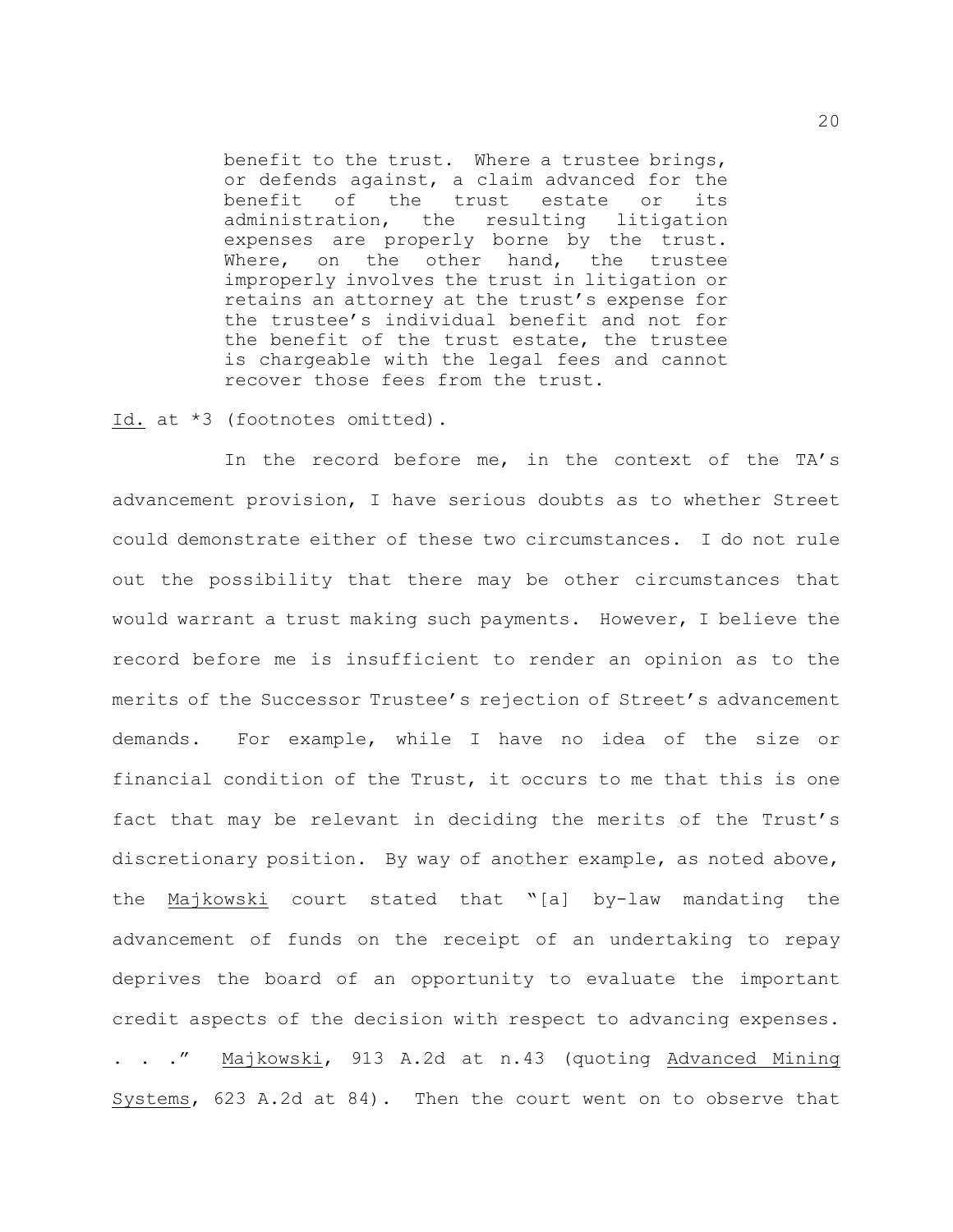> benefit to the trust. Where a trustee brings, or defends against, a claim advanced for the benefit of the trust estate or its administration, the resulting litigation expenses are properly borne by the trust. Where, on the other hand, the trustee improperly involves the trust in litigation or retains an attorney at the trust's expense for the trustee's individual benefit and not for the benefit of the trust estate, the trustee is chargeable with the legal fees and cannot recover those fees from the trust.

Id. at *3 (footnotes omitted).

In the record before me, in the context of the TA's advancement provision, I have serious doubts as to whether Street could demonstrate either of these two circumstances. I do not rule out the possibility that there may be other circumstances that would warrant a trust making such payments. However, I believe the record before me is insufficient to render an opinion as to the merits of the Successor Trustee's rejection of Street's advancement demands. For example, while I have no idea of the size or financial condition of the Trust, it occurs to me that this is one fact that may be relevant in deciding the merits of the Trust's discretionary position. By way of another example, as noted above, the Majkowski court stated that "[a] by-law mandating the advancement of funds on the receipt of an undertaking to repay deprives the board of an opportunity to evaluate the important credit aspects of the decision with respect to advancing expenses. . . ." Majkowski, 913 A.2d at n.43 (quoting Advanced Mining Systems, 623 A.2d at 84). Then the court went on to observe that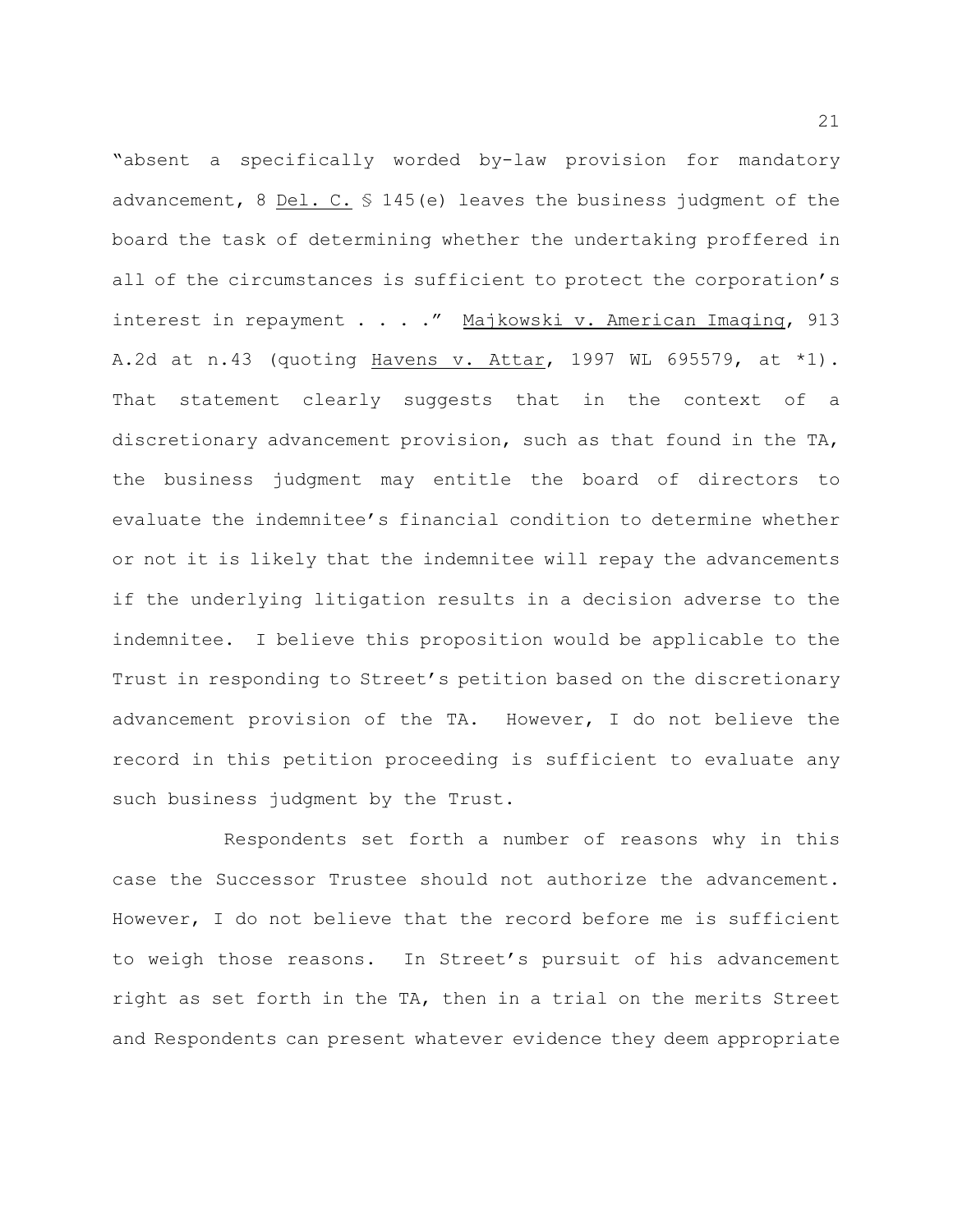"absent a specifically worded by-law provision for mandatory advancement, 8 Del. C. § 145(e) leaves the business judgment of the board the task of determining whether the undertaking proffered in all of the circumstances is sufficient to protect the corporation's interest in repayment . . . ." Majkowski v. American Imaging, 913 A.2d at n.43 (quoting Havens v. Attar, 1997 WL 695579, at *1). That statement clearly suggests that in the context of a discretionary advancement provision, such as that found in the TA, the business judgment may entitle the board of directors to evaluate the indemnitee's financial condition to determine whether or not it is likely that the indemnitee will repay the advancements if the underlying litigation results in a decision adverse to the indemnitee. I believe this proposition would be applicable to the Trust in responding to Street's petition based on the discretionary advancement provision of the TA. However, I do not believe the record in this petition proceeding is sufficient to evaluate any such business judgment by the Trust.

Respondents set forth a number of reasons why in this case the Successor Trustee should not authorize the advancement. However, I do not believe that the record before me is sufficient to weigh those reasons. In Street's pursuit of his advancement right as set forth in the TA, then in a trial on the merits Street and Respondents can present whatever evidence they deem appropriate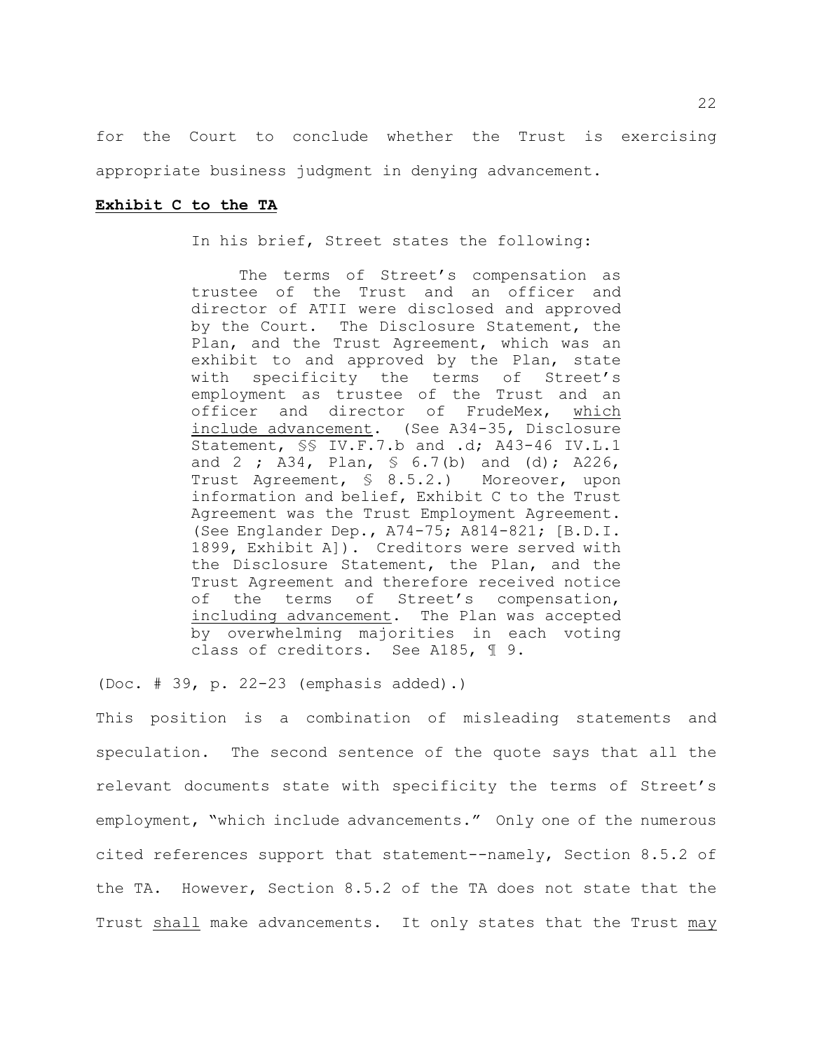for the Court to conclude whether the Trust is exercising appropriate business judgment in denying advancement.

**Exhibit C to the TA**

In his brief, Street states the following:

> The terms of Street's compensation as trustee of the Trust and an officer and director of ATII were disclosed and approved by the Court. The Disclosure Statement, the Plan, and the Trust Agreement, which was an exhibit to and approved by the Plan, state with specificity the terms of Street's employment as trustee of the Trust and an officer and director of FrudeMex, <u>which include advancement</u>. (See A34-35, Disclosure Statement, §§ IV.F.7.b and .d; A43-46 IV.L.1 and 2 ; A34, Plan, § 6.7(b) and (d); A226, Trust Agreement, § 8.5.2.) Moreover, upon information and belief, Exhibit C to the Trust Agreement was the Trust Employment Agreement. (See Englander Dep., A74-75; A814-821; [B.D.I. 1899, Exhibit A]). Creditors were served with the Disclosure Statement, the Plan, and the Trust Agreement and therefore received notice of the terms of Street's compensation, <u>including advancement</u>. The Plan was accepted by overwhelming majorities in each voting class of creditors. See A185, ¶ 9.

(Doc. # 39, p. 22-23 (emphasis added).)

This position is a combination of misleading statements and speculation. The second sentence of the quote says that all the relevant documents state with specificity the terms of Street's employment, "which include advancements." Only one of the numerous cited references support that statement--namely, Section 8.5.2 of the TA. However, Section 8.5.2 of the TA does not state that the Trust <u>shall</u> make advancements. It only states that the Trust <u>may</u>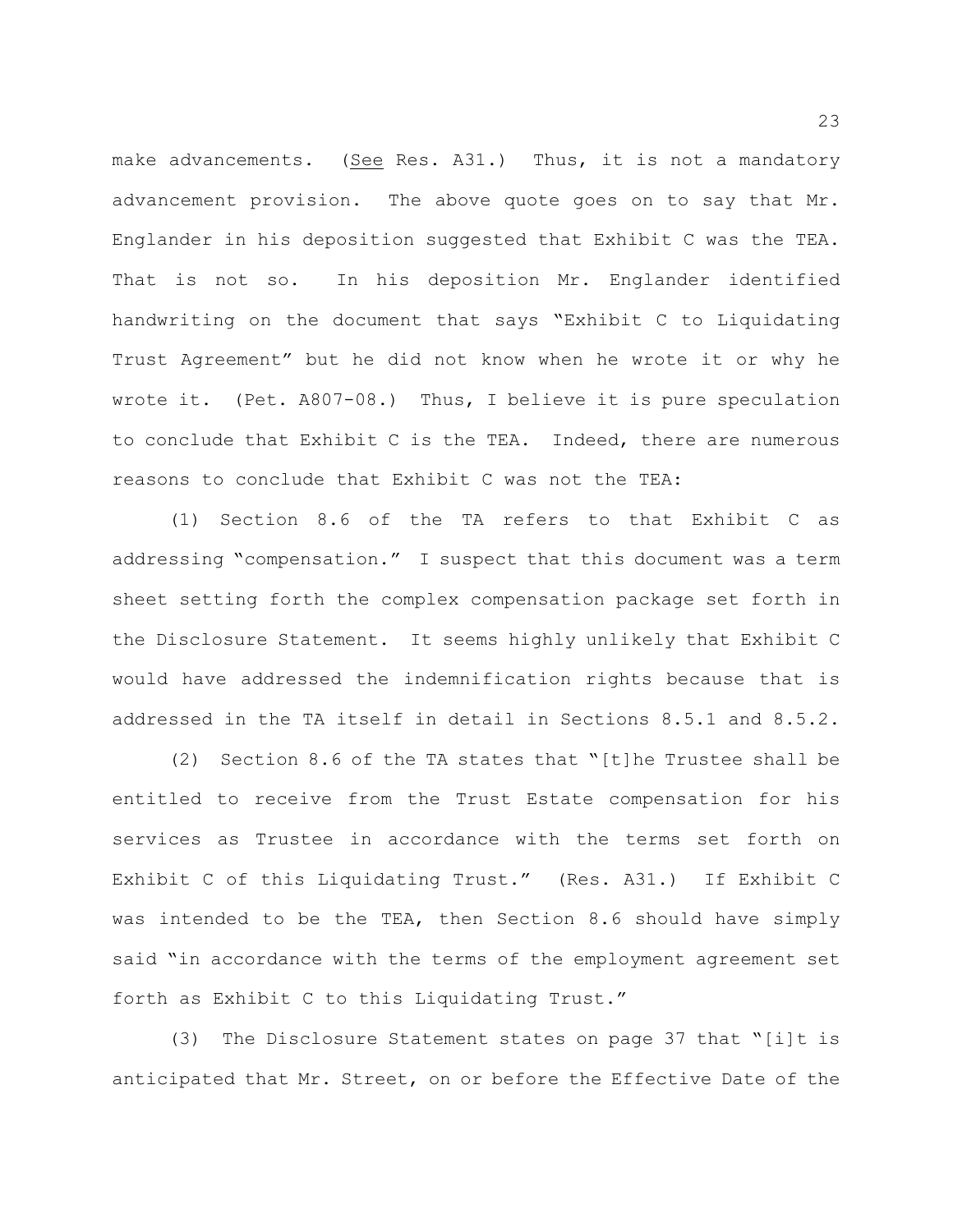make advancements. (*See* Res. A31.) Thus, it is not a mandatory advancement provision. The above quote goes on to say that Mr. Englander in his deposition suggested that Exhibit C was the TEA. That is not so. In his deposition Mr. Englander identified handwriting on the document that says "Exhibit C to Liquidating Trust Agreement" but he did not know when he wrote it or why he wrote it. (Pet. A807-08.) Thus, I believe it is pure speculation to conclude that Exhibit C is the TEA. Indeed, there are numerous reasons to conclude that Exhibit C was not the TEA:

(1) Section 8.6 of the TA refers to that Exhibit C as addressing "compensation." I suspect that this document was a term sheet setting forth the complex compensation package set forth in the Disclosure Statement. It seems highly unlikely that Exhibit C would have addressed the indemnification rights because that is addressed in the TA itself in detail in Sections 8.5.1 and 8.5.2.

(2) Section 8.6 of the TA states that "[t]he Trustee shall be entitled to receive from the Trust Estate compensation for his services as Trustee in accordance with the terms set forth on Exhibit C of this Liquidating Trust." (Res. A31.) If Exhibit C was intended to be the TEA, then Section 8.6 should have simply said "in accordance with the terms of the employment agreement set forth as Exhibit C to this Liquidating Trust."

(3) The Disclosure Statement states on page 37 that "[i]t is anticipated that Mr. Street, on or before the Effective Date of the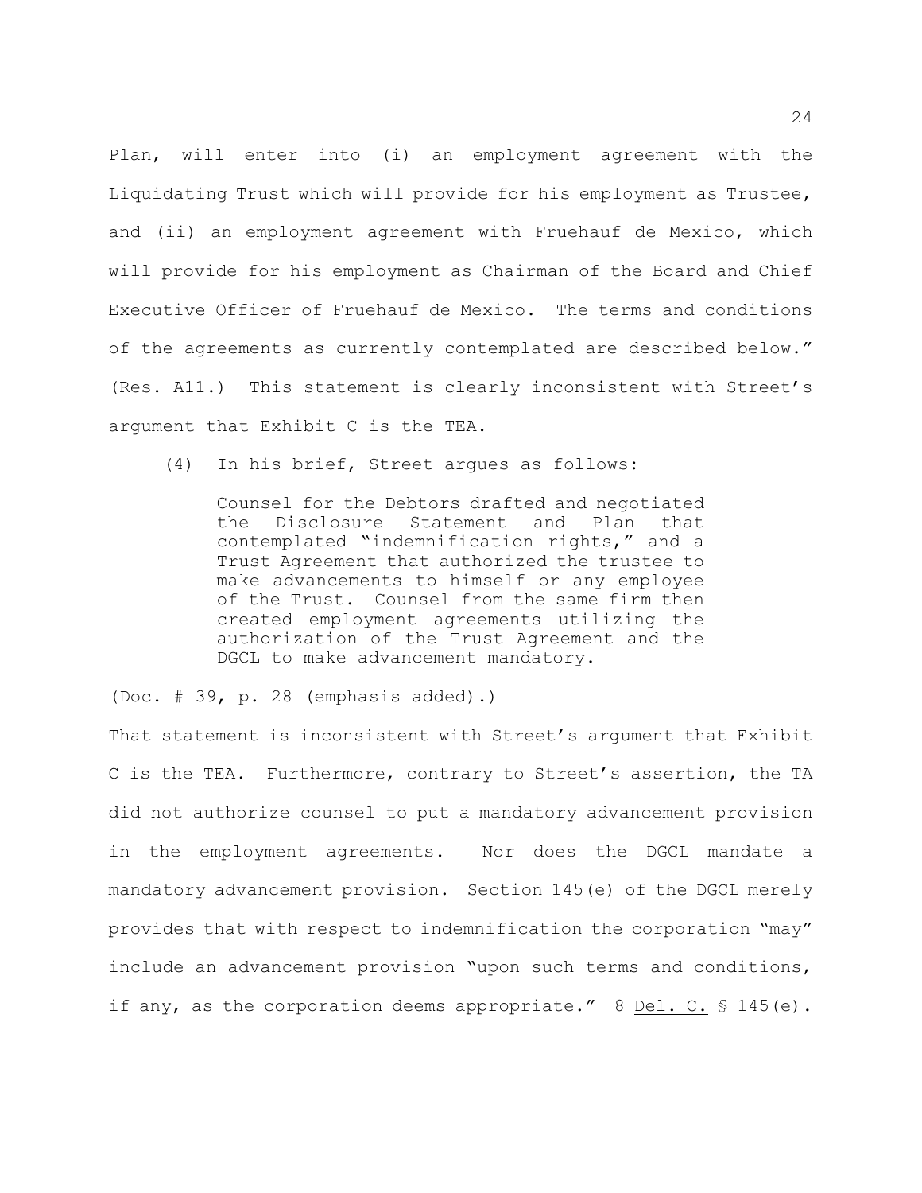Plan, will enter into (i) an employment agreement with the Liquidating Trust which will provide for his employment as Trustee, and (ii) an employment agreement with Fruehauf de Mexico, which will provide for his employment as Chairman of the Board and Chief Executive Officer of Fruehauf de Mexico. The terms and conditions of the agreements as currently contemplated are described below." (Res. A11.) This statement is clearly inconsistent with Street's argument that Exhibit C is the TEA.

(4) In his brief, Street argues as follows:

> Counsel for the Debtors drafted and negotiated the Disclosure Statement and Plan that contemplated "indemnification rights," and a Trust Agreement that authorized the trustee to make advancements to himself or any employee of the Trust. Counsel from the same firm <u>then</u> created employment agreements utilizing the authorization of the Trust Agreement and the DGCL to make advancement mandatory.

(Doc. # 39, p. 28 (emphasis added).)

That statement is inconsistent with Street's argument that Exhibit C is the TEA. Furthermore, contrary to Street's assertion, the TA did not authorize counsel to put a mandatory advancement provision in the employment agreements. Nor does the DGCL mandate a mandatory advancement provision. Section 145(e) of the DGCL merely provides that with respect to indemnification the corporation "may" include an advancement provision "upon such terms and conditions, if any, as the corporation deems appropriate." 8 <u>Del. C.</u> § 145(e).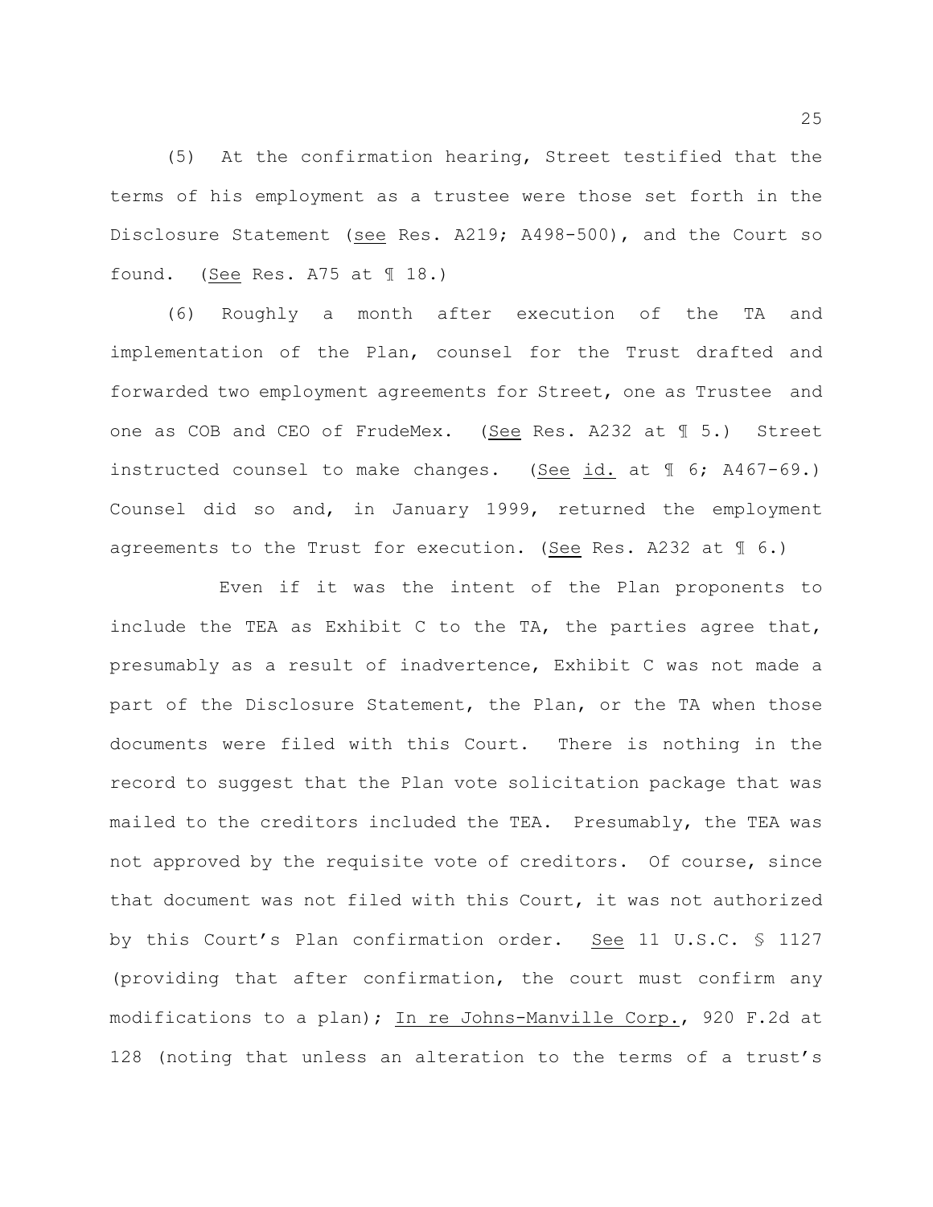(5) At the confirmation hearing, Street testified that the terms of his employment as a trustee were those set forth in the Disclosure Statement (see Res. A219; A498-500), and the Court so found. (See Res. A75 at ¶ 18.)

(6) Roughly a month after execution of the TA and implementation of the Plan, counsel for the Trust drafted and forwarded two employment agreements for Street, one as Trustee and one as COB and CEO of FrudeMex. (See Res. A232 at ¶ 5.) Street instructed counsel to make changes. (See id. at ¶ 6; A467-69.) Counsel did so and, in January 1999, returned the employment agreements to the Trust for execution. (See Res. A232 at ¶ 6.)

Even if it was the intent of the Plan proponents to include the TEA as Exhibit C to the TA, the parties agree that, presumably as a result of inadvertence, Exhibit C was not made a part of the Disclosure Statement, the Plan, or the TA when those documents were filed with this Court. There is nothing in the record to suggest that the Plan vote solicitation package that was mailed to the creditors included the TEA. Presumably, the TEA was not approved by the requisite vote of creditors. Of course, since that document was not filed with this Court, it was not authorized by this Court's Plan confirmation order. See 11 U.S.C. § 1127 (providing that after confirmation, the court must confirm any modifications to a plan); In re Johns-Manville Corp., 920 F.2d at 128 (noting that unless an alteration to the terms of a trust's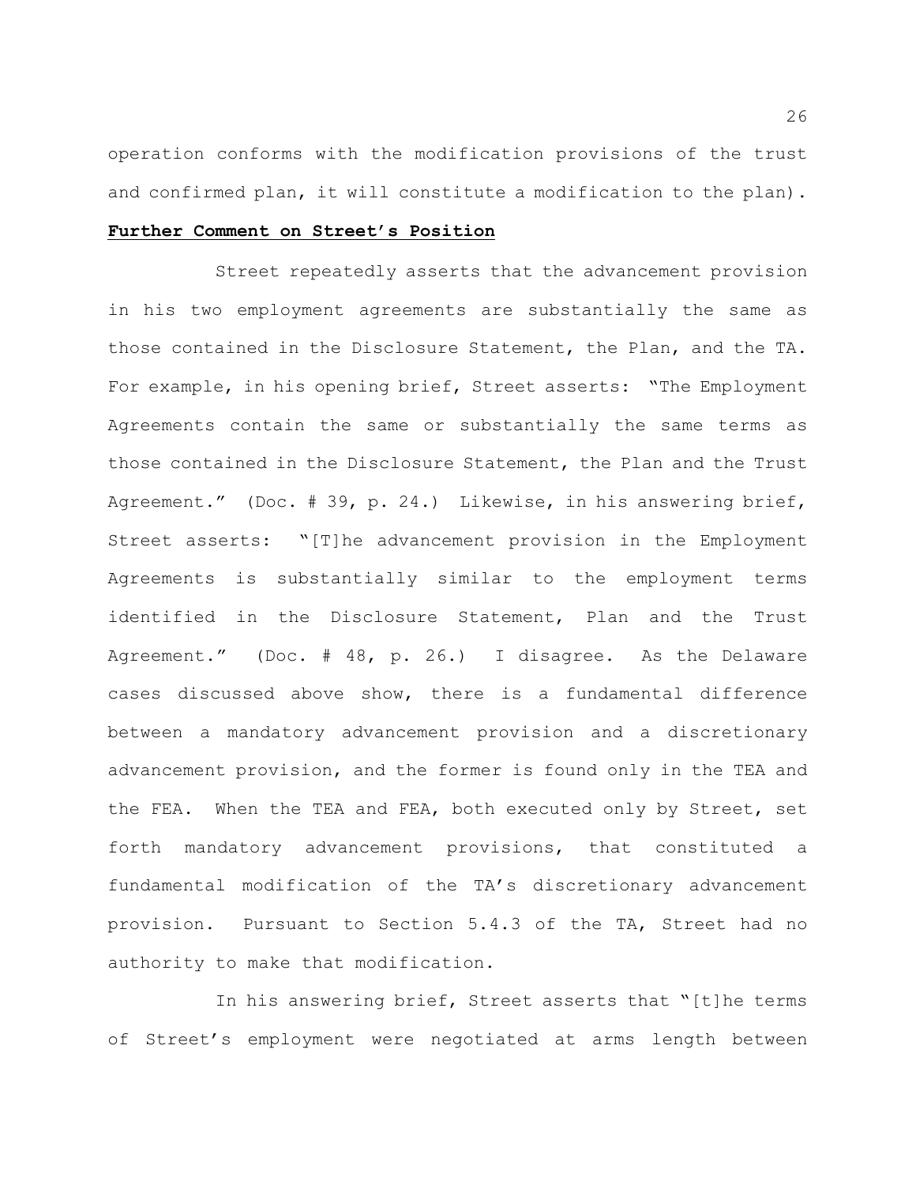operation conforms with the modification provisions of the trust and confirmed plan, it will constitute a modification to the plan).

**Further Comment on Street's Position**

Street repeatedly asserts that the advancement provision in his two employment agreements are substantially the same as those contained in the Disclosure Statement, the Plan, and the TA. For example, in his opening brief, Street asserts: "The Employment Agreements contain the same or substantially the same terms as those contained in the Disclosure Statement, the Plan and the Trust Agreement." (Doc. # 39, p. 24.) Likewise, in his answering brief, Street asserts: "[T]he advancement provision in the Employment Agreements is substantially similar to the employment terms identified in the Disclosure Statement, Plan and the Trust Agreement." (Doc. # 48, p. 26.) I disagree. As the Delaware cases discussed above show, there is a fundamental difference between a mandatory advancement provision and a discretionary advancement provision, and the former is found only in the TEA and the FEA. When the TEA and FEA, both executed only by Street, set forth mandatory advancement provisions, that constituted a fundamental modification of the TA's discretionary advancement provision. Pursuant to Section 5.4.3 of the TA, Street had no authority to make that modification.

In his answering brief, Street asserts that "[t]he terms of Street's employment were negotiated at arms length between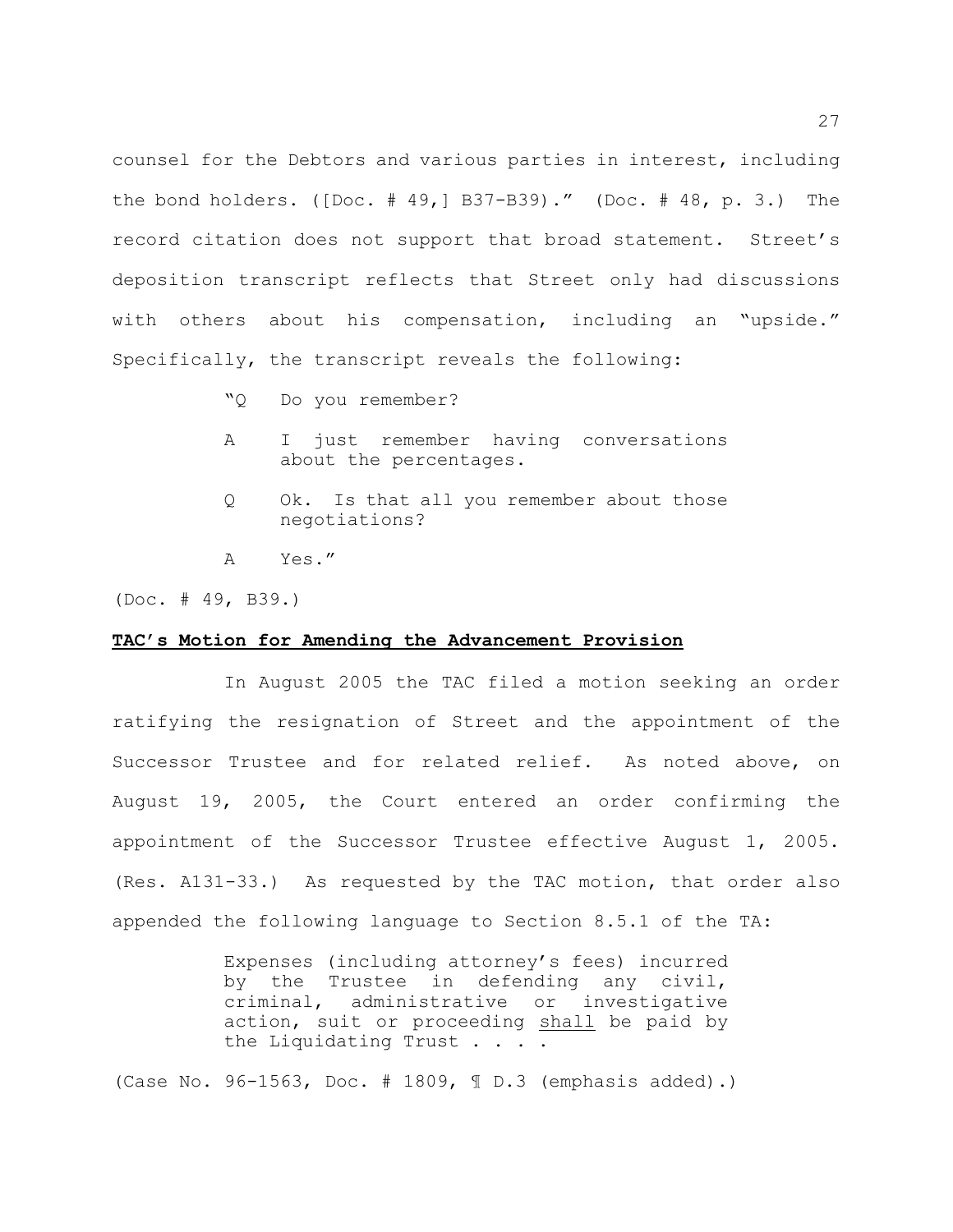counsel for the Debtors and various parties in interest, including the bond holders. ([Doc. # 49,] B37-B39)." (Doc. # 48, p. 3.) The record citation does not support that broad statement. Street's deposition transcript reflects that Street only had discussions with others about his compensation, including an "upside." Specifically, the transcript reveals the following:

> "Q Do you remember?
>
> A I just remember having conversations about the percentages.
>
> Q Ok. Is that all you remember about those negotiations?
>
> A Yes."

(Doc. # 49, B39.)

**TAC's Motion for Amending the Advancement Provision**

In August 2005 the TAC filed a motion seeking an order ratifying the resignation of Street and the appointment of the Successor Trustee and for related relief. As noted above, on August 19, 2005, the Court entered an order confirming the appointment of the Successor Trustee effective August 1, 2005. (Res. A131-33.) As requested by the TAC motion, that order also appended the following language to Section 8.5.1 of the TA:

> Expenses (including attorney's fees) incurred by the Trustee in defending any civil, criminal, administrative or investigative action, suit or proceeding <u>shall</u> be paid by the Liquidating Trust . . . .

(Case No. 96-1563, Doc. # 1809, ¶ D.3 (emphasis added).)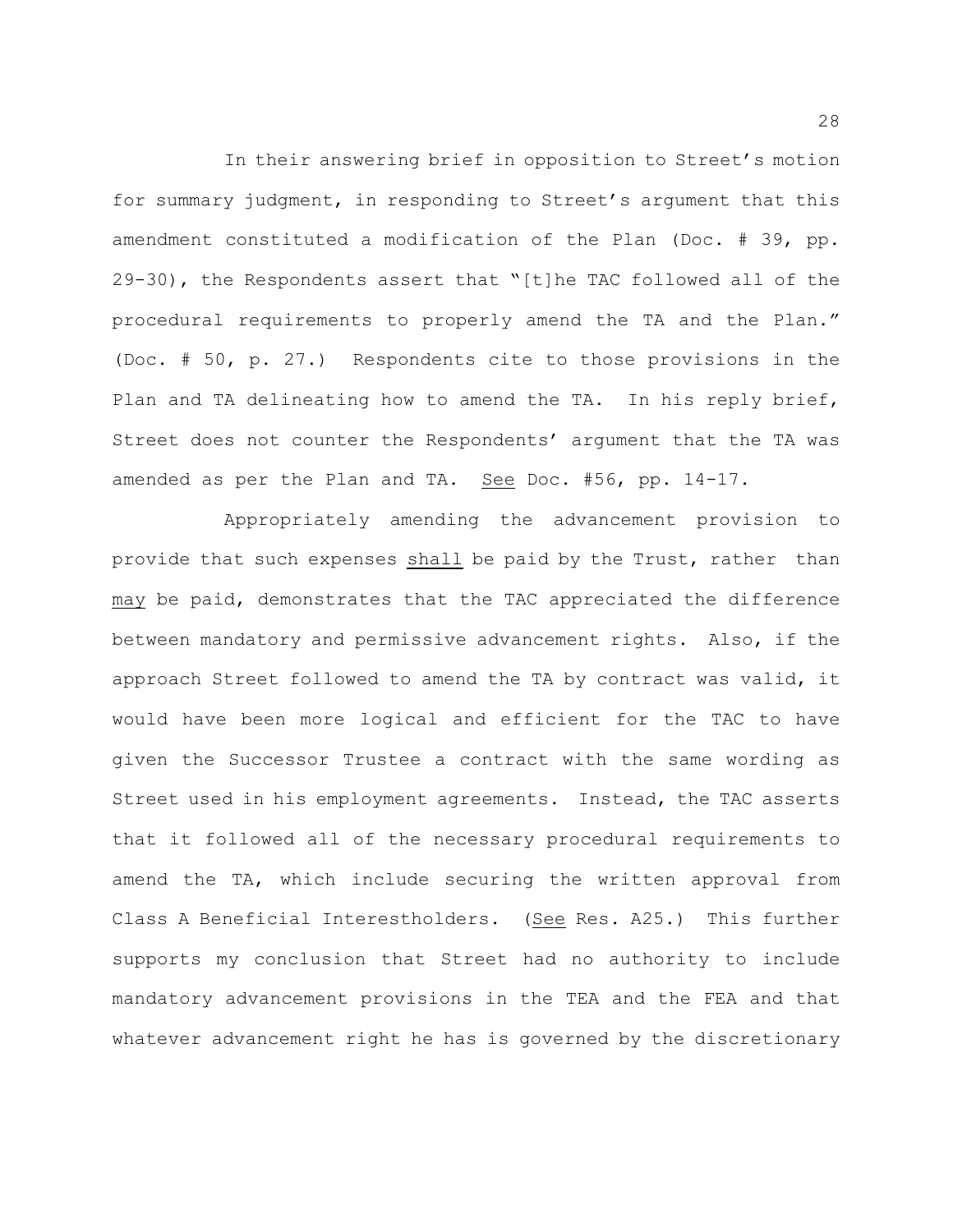In their answering brief in opposition to Street's motion for summary judgment, in responding to Street's argument that this amendment constituted a modification of the Plan (Doc. # 39, pp. 29-30), the Respondents assert that "[t]he TAC followed all of the procedural requirements to properly amend the TA and the Plan." (Doc. # 50, p. 27.) Respondents cite to those provisions in the Plan and TA delineating how to amend the TA. In his reply brief, Street does not counter the Respondents' argument that the TA was amended as per the Plan and TA. _See_ Doc. #56, pp. 14-17.

Appropriately amending the advancement provision to provide that such expenses _shall_ be paid by the Trust, rather than _may_ be paid, demonstrates that the TAC appreciated the difference between mandatory and permissive advancement rights. Also, if the approach Street followed to amend the TA by contract was valid, it would have been more logical and efficient for the TAC to have given the Successor Trustee a contract with the same wording as Street used in his employment agreements. Instead, the TAC asserts that it followed all of the necessary procedural requirements to amend the TA, which include securing the written approval from Class A Beneficial Interestholders. (_See_ Res. A25.) This further supports my conclusion that Street had no authority to include mandatory advancement provisions in the TEA and the FEA and that whatever advancement right he has is governed by the discretionary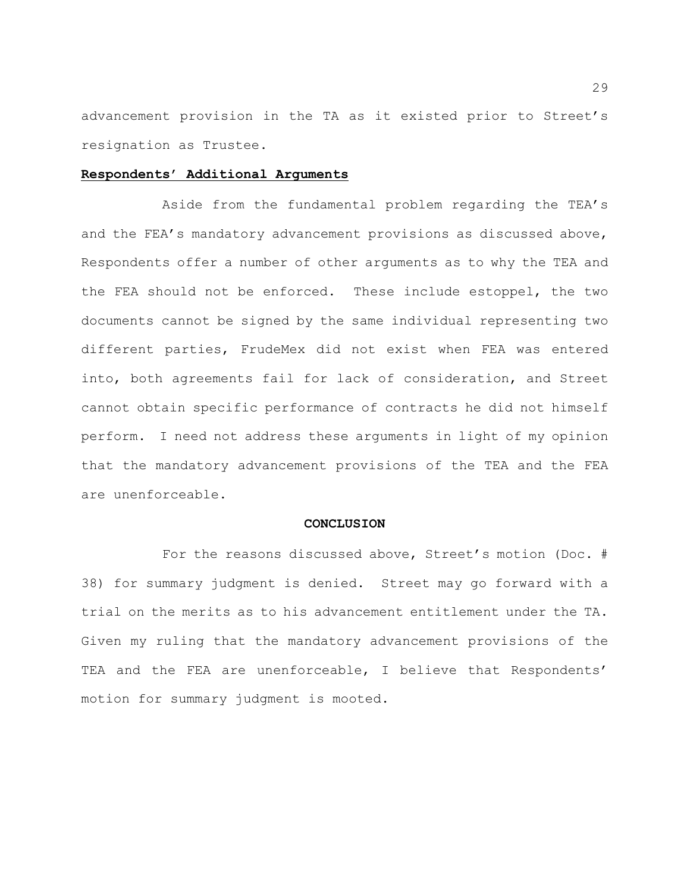advancement provision in the TA as it existed prior to Street's resignation as Trustee.

**Respondents' Additional Arguments**

Aside from the fundamental problem regarding the TEA's and the FEA's mandatory advancement provisions as discussed above, Respondents offer a number of other arguments as to why the TEA and the FEA should not be enforced. These include estoppel, the two documents cannot be signed by the same individual representing two different parties, FrudeMex did not exist when FEA was entered into, both agreements fail for lack of consideration, and Street cannot obtain specific performance of contracts he did not himself perform. I need not address these arguments in light of my opinion that the mandatory advancement provisions of the TEA and the FEA are unenforceable.

**CONCLUSION**

For the reasons discussed above, Street's motion (Doc. # 38) for summary judgment is denied. Street may go forward with a trial on the merits as to his advancement entitlement under the TA. Given my ruling that the mandatory advancement provisions of the TEA and the FEA are unenforceable, I believe that Respondents' motion for summary judgment is mooted.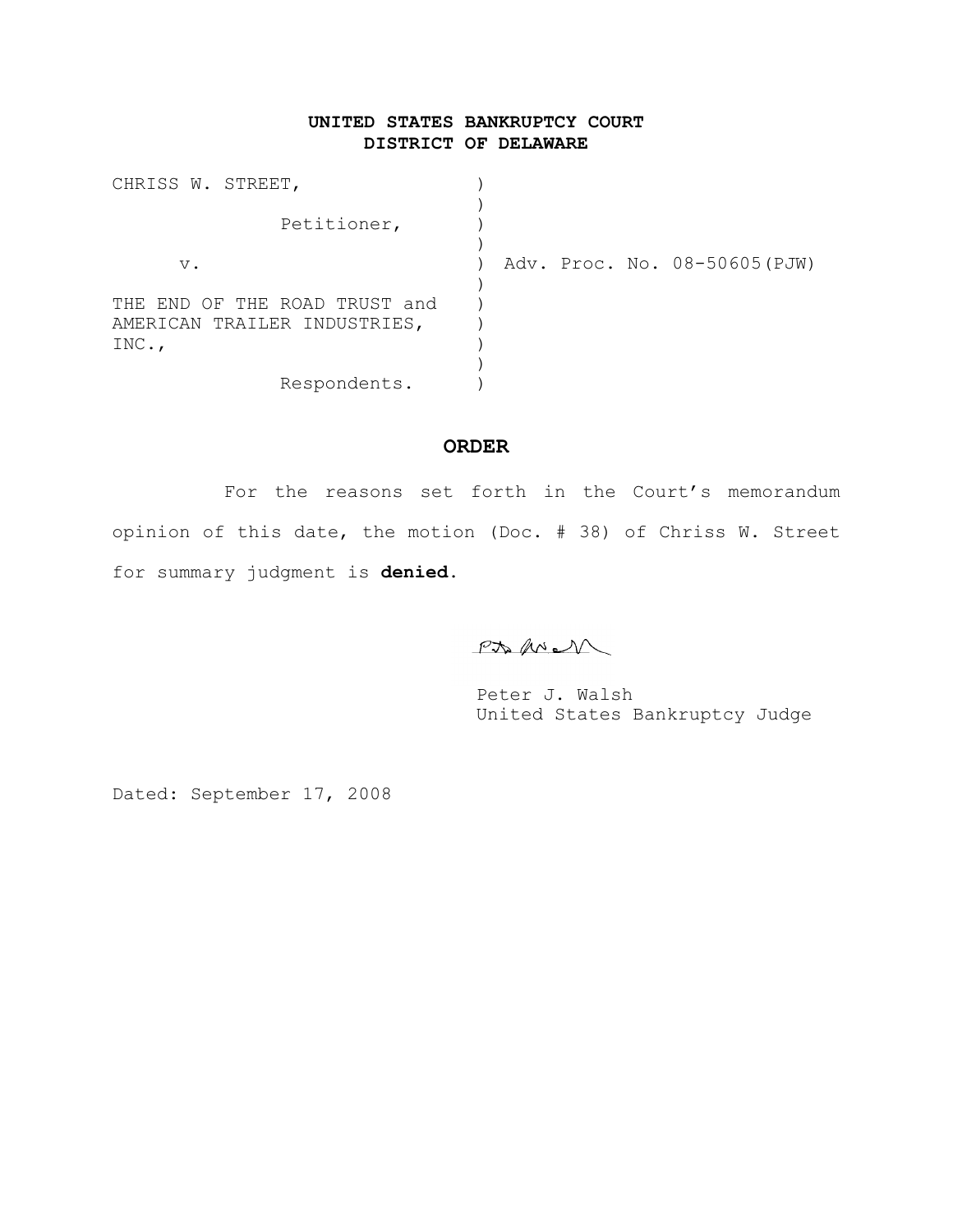**UNITED STATES BANKRUPTCY COURT**
**DISTRICT OF DELAWARE**

| | |
|---|---|
| CHRISS W. STREET, Petitioner, | |
| v. | Adv. Proc. No. 08-50605(PJW) |
| THE END OF THE ROAD TRUST and AMERICAN TRAILER INDUSTRIES, INC., Respondents. | |

## ORDER

For the reasons set forth in the Court's memorandum opinion of this date, the motion (Doc. # 38) of Chriss W. Street for summary judgment is **denied**.

Peter J. Walsh
United States Bankruptcy Judge

Dated: September 17, 2008